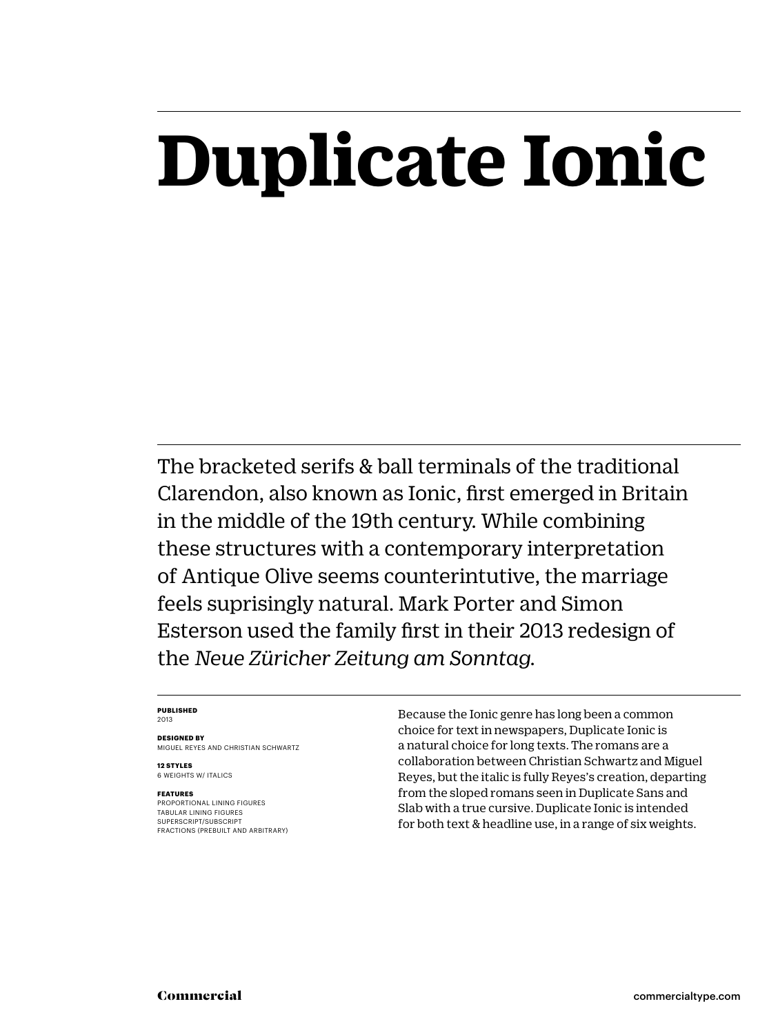# Duplicate Ionic

The bracketed serifs & ball terminals of the traditional Clarendon, also known as Ionic, first emerged in Britain in the middle of the 19th century. While combining these structures with a contemporary interpretation of Antique Olive seems counterintutive, the marriage feels suprisingly natural. Mark Porter and Simon Esterson used the family first in their 2013 redesign of the *Neue Züricher Zeitung am Sonntag*.

**PUBLISHED**
2013

**DESIGNED BY**
MIGUEL REYES AND CHRISTIAN SCHWARTZ

**12 STYLES**
6 WEIGHTS W/ ITALICS

**FEATURES**
PROPORTIONAL LINING FIGURES
TABULAR LINING FIGURES
SUPERSCRIPT/SUBSCRIPT
FRACTIONS (PREBUILT AND ARBITRARY)

Because the Ionic genre has long been a common choice for text in newspapers, Duplicate Ionic is a natural choice for long texts. The romans are a collaboration between Christian Schwartz and Miguel Reyes, but the italic is fully Reyes's creation, departing from the sloped romans seen in Duplicate Sans and Slab with a true cursive. Duplicate Ionic is intended for both text & headline use, in a range of six weights.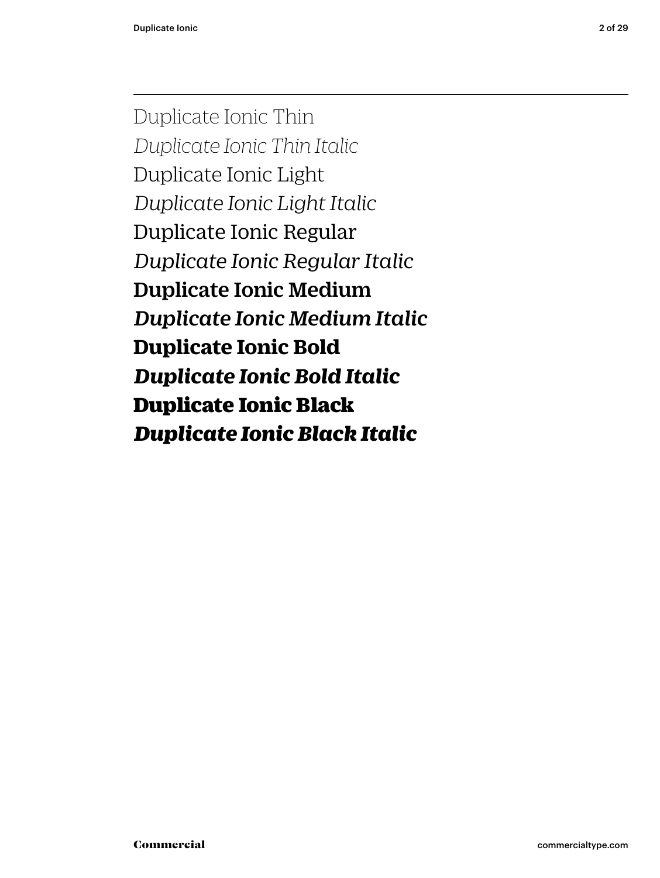Duplicate Ionic Thin

*Duplicate Ionic Thin Italic*

Duplicate Ionic Light

*Duplicate Ionic Light Italic*

Duplicate Ionic Regular

*Duplicate Ionic Regular Italic*

**Duplicate Ionic Medium**

***Duplicate Ionic Medium Italic***

**Duplicate Ionic Bold**

***Duplicate Ionic Bold Italic***

**Duplicate Ionic Black**

***Duplicate Ionic Black Italic***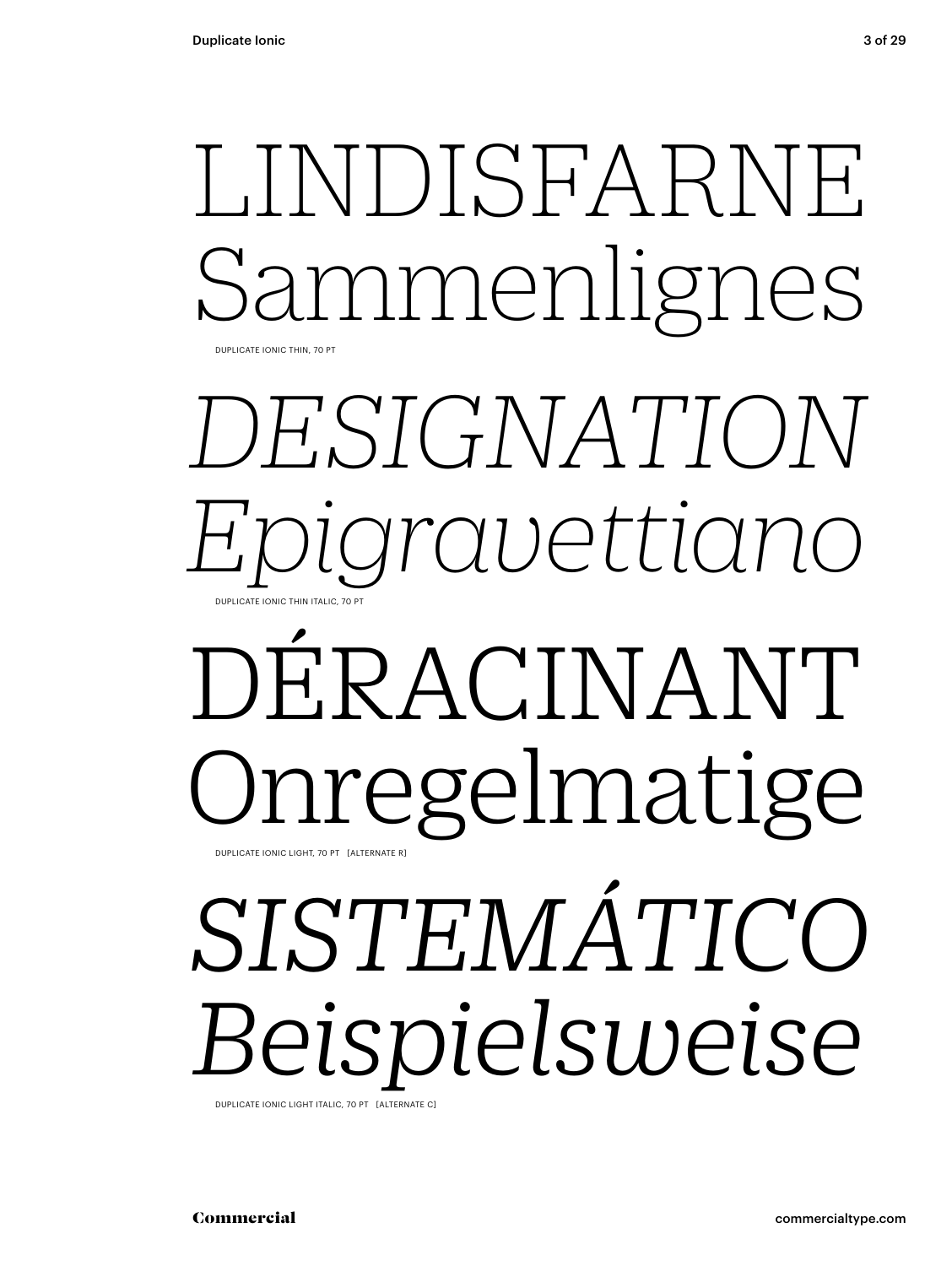LINDISFARNE
Sammenlignes

DUPLICATE IONIC THIN, 70 PT

*DESIGNATION*
*Epigravettiano*

DUPLICATE IONIC THIN ITALIC, 70 PT

DÉRACINANT
Onregelmatige

DUPLICATE IONIC LIGHT, 70 PT [ALTERNATE R]

*SISTEMÁTICO*
*Beispielsweise*

DUPLICATE IONIC LIGHT ITALIC, 70 PT [ALTERNATE C]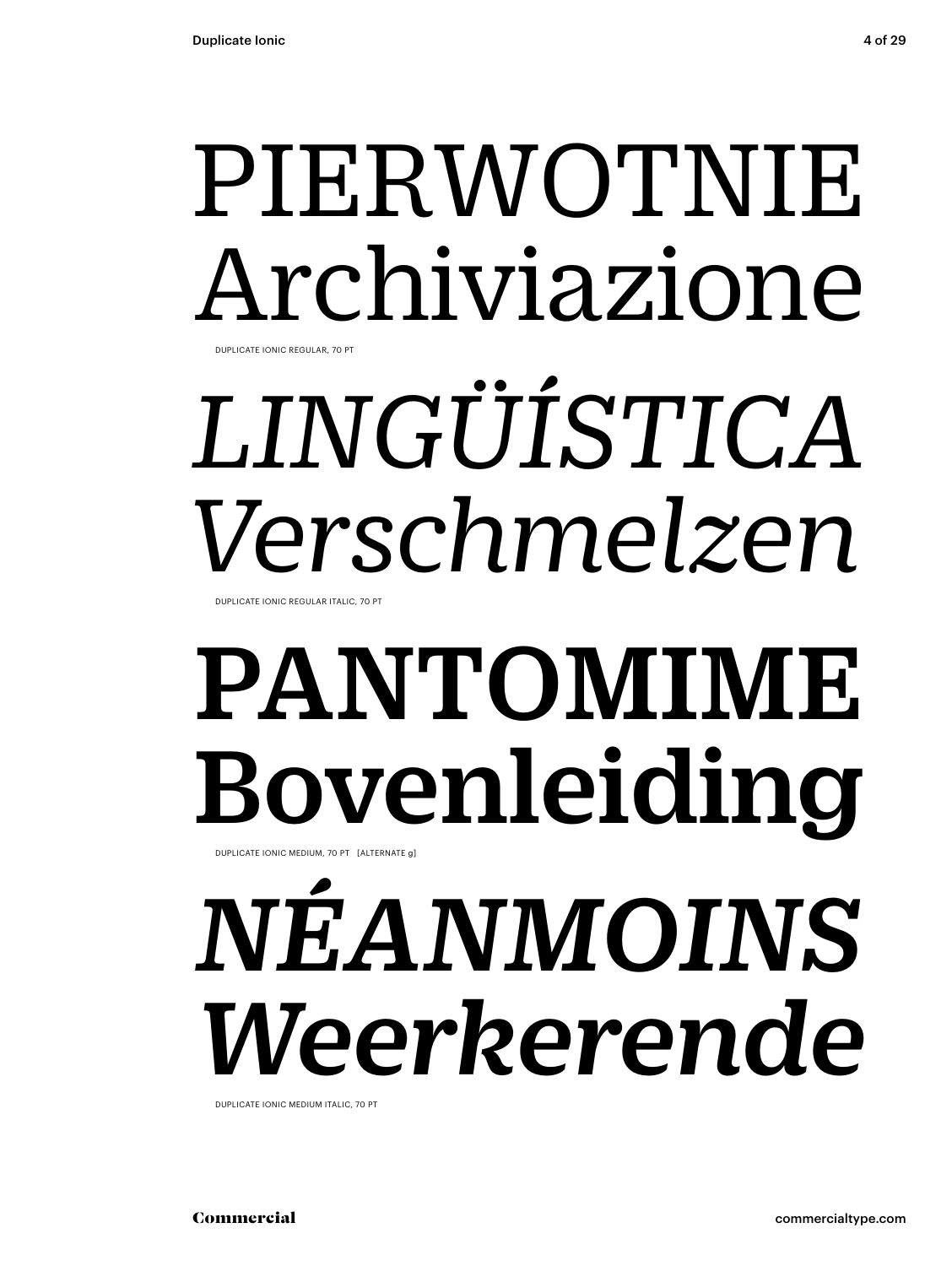PIERWOTNIE
Archiviazione

DUPLICATE IONIC REGULAR, 70 PT

*LINGÜÍSTICA*
*Verschmelzen*

DUPLICATE IONIC REGULAR ITALIC, 70 PT

**PANTOMIME**
**Bovenleiding**

DUPLICATE IONIC MEDIUM, 70 PT [ALTERNATE g]

***NÉANMOINS***
***Weerkerende***

DUPLICATE IONIC MEDIUM ITALIC, 70 PT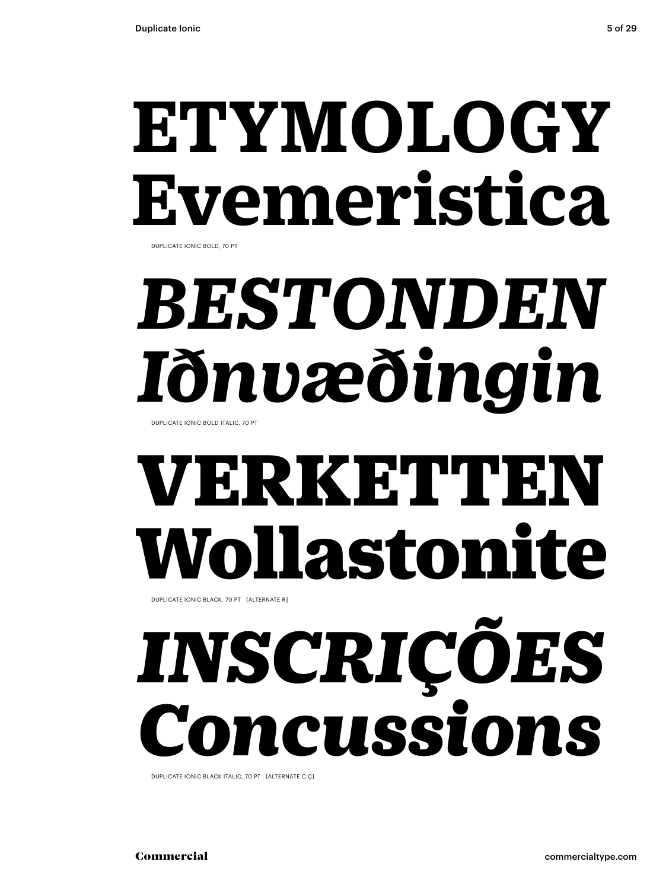**ETYMOLOGY**
**Evemeristica**

DUPLICATE IONIC BOLD, 70 PT

***BESTONDEN***
***Iðnvæðingin***

DUPLICATE IONIC BOLD ITALIC, 70 PT

**VERKETTEN**
**Wollastonite**

DUPLICATE IONIC BLACK, 70 PT [ALTERNATE R]

***INSCRIÇÕES***
***Concussions***

DUPLICATE IONIC BLACK ITALIC, 70 PT [ALTERNATE C Ç]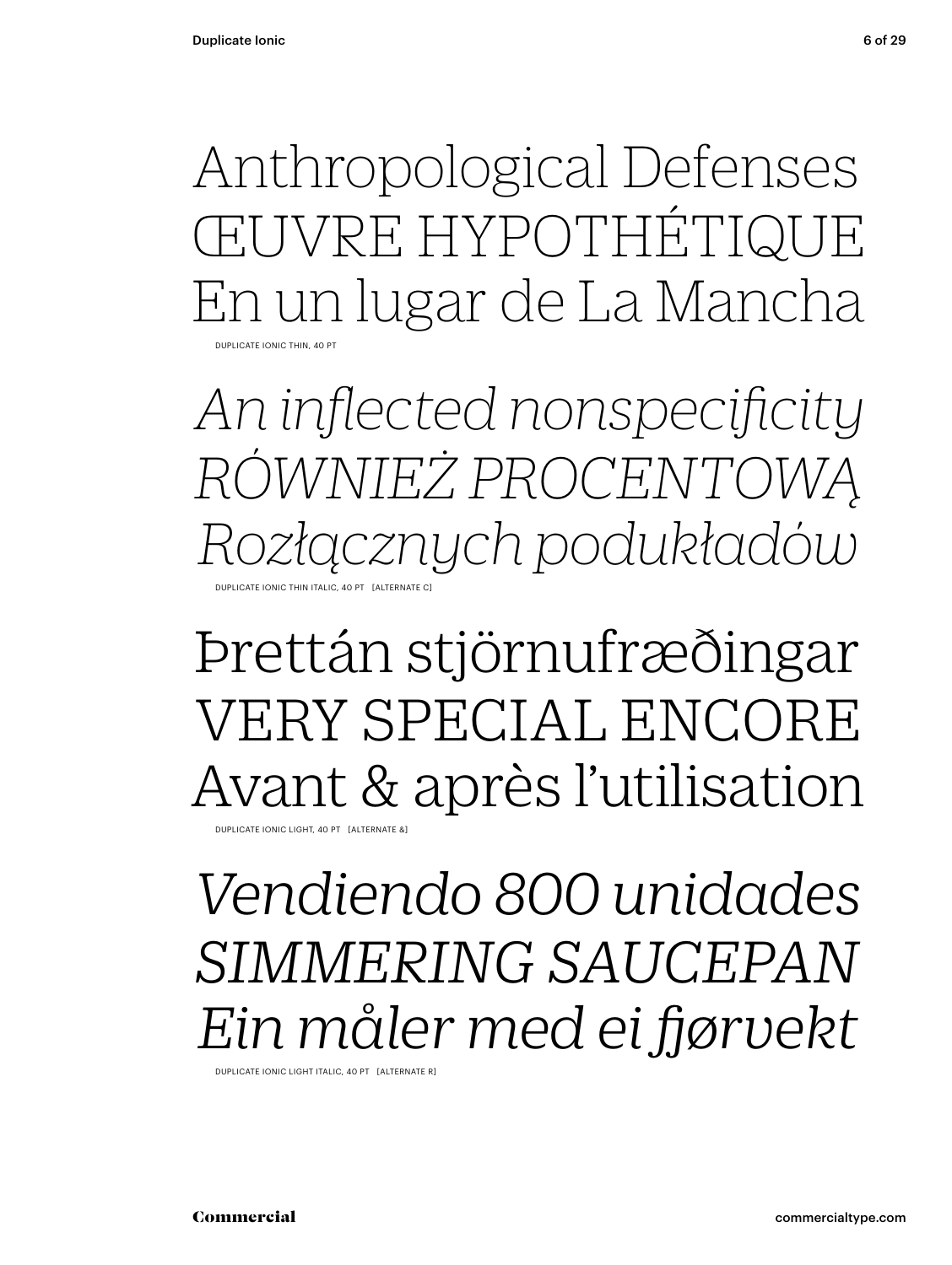Anthropological Defenses
ŒUVRE HYPOTHÉTIQUE
En un lugar de La Mancha

DUPLICATE IONIC THIN, 40 PT

*An inflected nonspecificity*
*RÓWNIEŻ PROCENTOWĄ*
*Rozłącznych podukładów*

DUPLICATE IONIC THIN ITALIC, 40 PT [ALTERNATE C]

Þrettán stjörnufræðingar
VERY SPECIAL ENCORE
Avant & après l'utilisation

DUPLICATE IONIC LIGHT, 40 PT [ALTERNATE &]

*Vendiendo 800 unidades*
*SIMMERING SAUCEPAN*
*Ein måler med ei fjørvekt*

DUPLICATE IONIC LIGHT ITALIC, 40 PT [ALTERNATE R]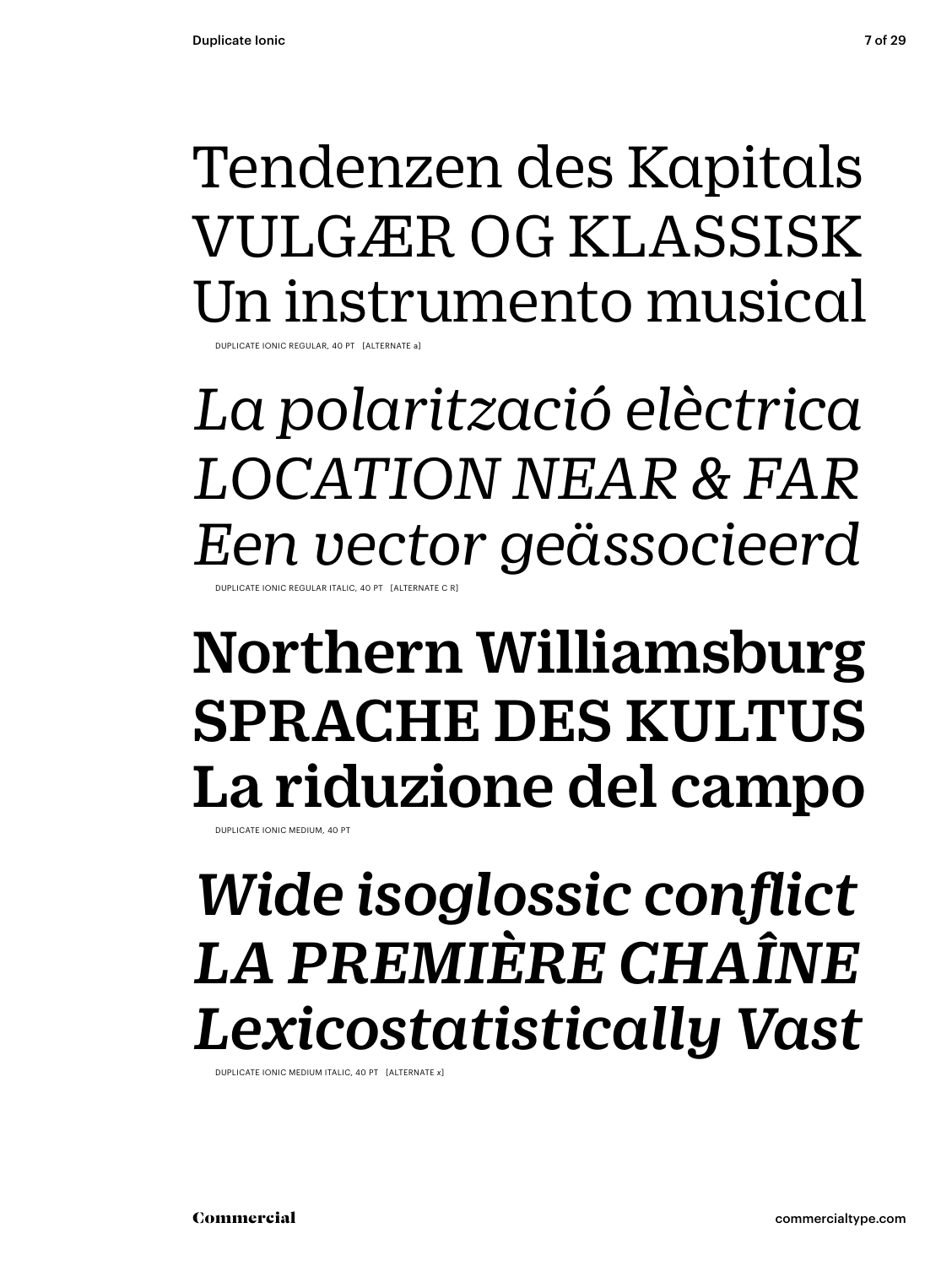Tendenzen des Kapitals
VULGÆR OG KLASSISK
Un instrumento musical

DUPLICATE IONIC REGULAR, 40 PT [ALTERNATE a]

*La polarització elèctrica*
*LOCATION NEAR & FAR*
*Een vector geässocieerd*

DUPLICATE IONIC REGULAR ITALIC, 40 PT [ALTERNATE C R]

**Northern Williamsburg**
**SPRACHE DES KULTUS**
**La riduzione del campo**

DUPLICATE IONIC MEDIUM, 40 PT

***Wide isoglossic conflict***
***LA PREMIÈRE CHAÎNE***
***Lexicostatistically Vast***

DUPLICATE IONIC MEDIUM ITALIC, 40 PT [ALTERNATE x]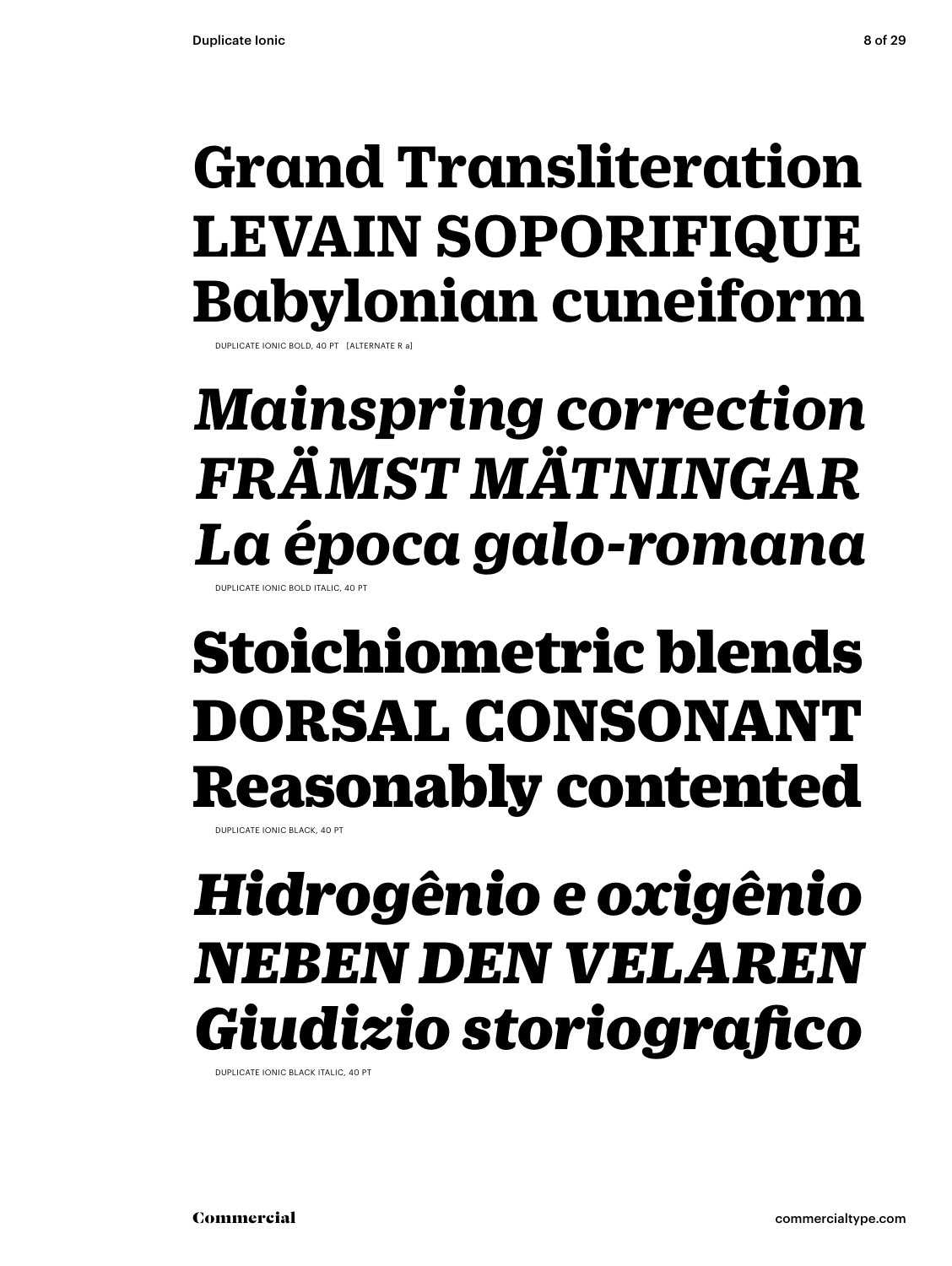**Grand Transliteration**
**LEVAIN SOPORIFIQUE**
**Babylonian cuneiform**

DUPLICATE IONIC BOLD, 40 PT [ALTERNATE R a]

***Mainspring correction***
***FRÄMST MÄTNINGAR***
***La época galo-romana***

DUPLICATE IONIC BOLD ITALIC, 40 PT

**Stoichiometric blends**
**DORSAL CONSONANT**
**Reasonably contented**

DUPLICATE IONIC BLACK, 40 PT

***Hidrogênio e oxigênio***
***NEBEN DEN VELAREN***
***Giudizio storiografico***

DUPLICATE IONIC BLACK ITALIC, 40 PT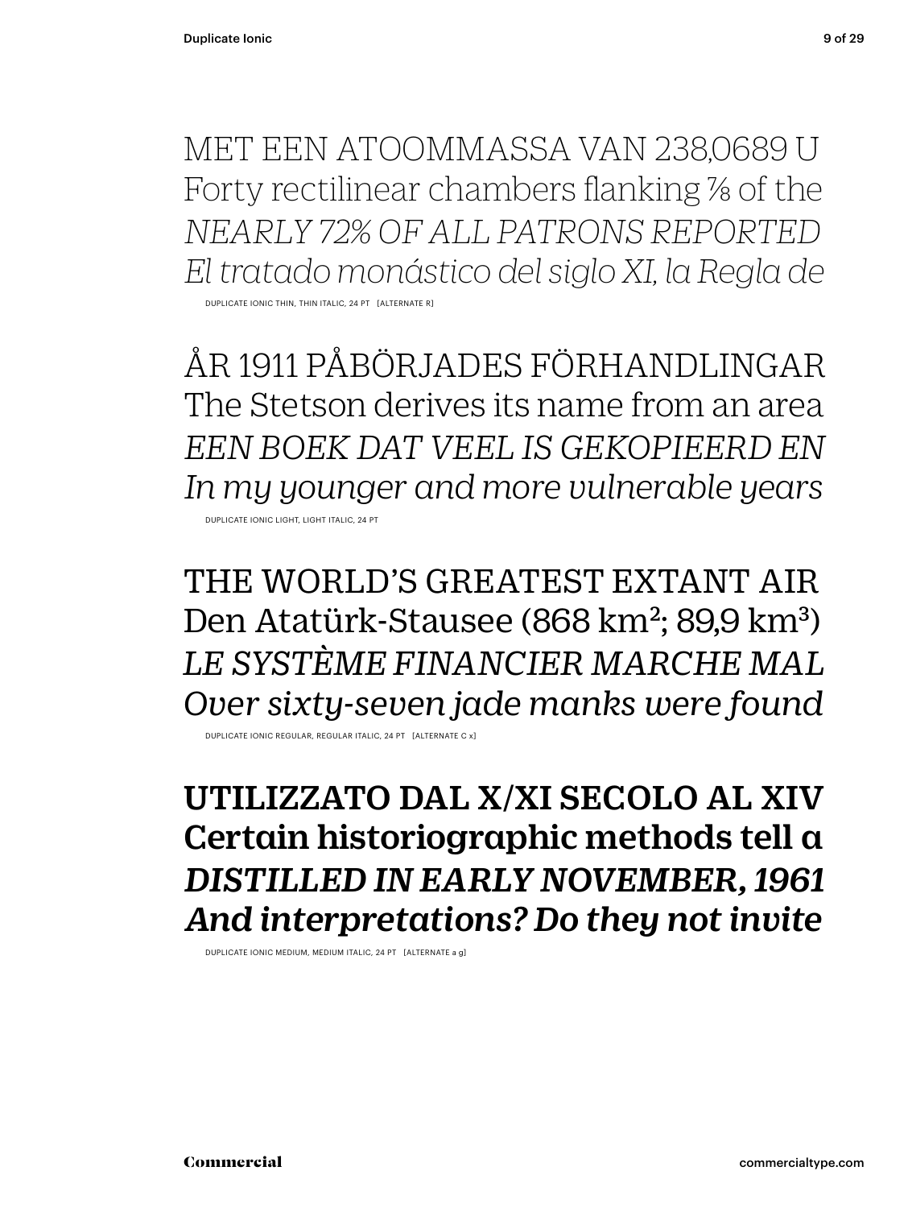MET EEN ATOOMMASSA VAN 238,0689 U
Forty rectilinear chambers flanking ⅞ of the
*NEARLY 72% OF ALL PATRONS REPORTED*
*El tratado monástico del siglo XI, la Regla de*

DUPLICATE IONIC THIN, THIN ITALIC, 24 PT [ALTERNATE R]

ÅR 1911 PÅBÖRJADES FÖRHANDLINGAR
The Stetson derives its name from an area
*EEN BOEK DAT VEEL IS GEKOPIEERD EN*
*In my younger and more vulnerable years*

DUPLICATE IONIC LIGHT, LIGHT ITALIC, 24 PT

THE WORLD'S GREATEST EXTANT AIR
Den Atatürk-Stausee (868 km²; 89,9 km³)
*LE SYSTÈME FINANCIER MARCHE MAL*
*Over sixty-seven jade manks were found*

DUPLICATE IONIC REGULAR, REGULAR ITALIC, 24 PT [ALTERNATE C x]

**UTILIZZATO DAL X/XI SECOLO AL XIV**
**Certain historiographic methods tell a**
***DISTILLED IN EARLY NOVEMBER, 1961***
***And interpretations? Do they not invite***

DUPLICATE IONIC MEDIUM, MEDIUM ITALIC, 24 PT [ALTERNATE a g]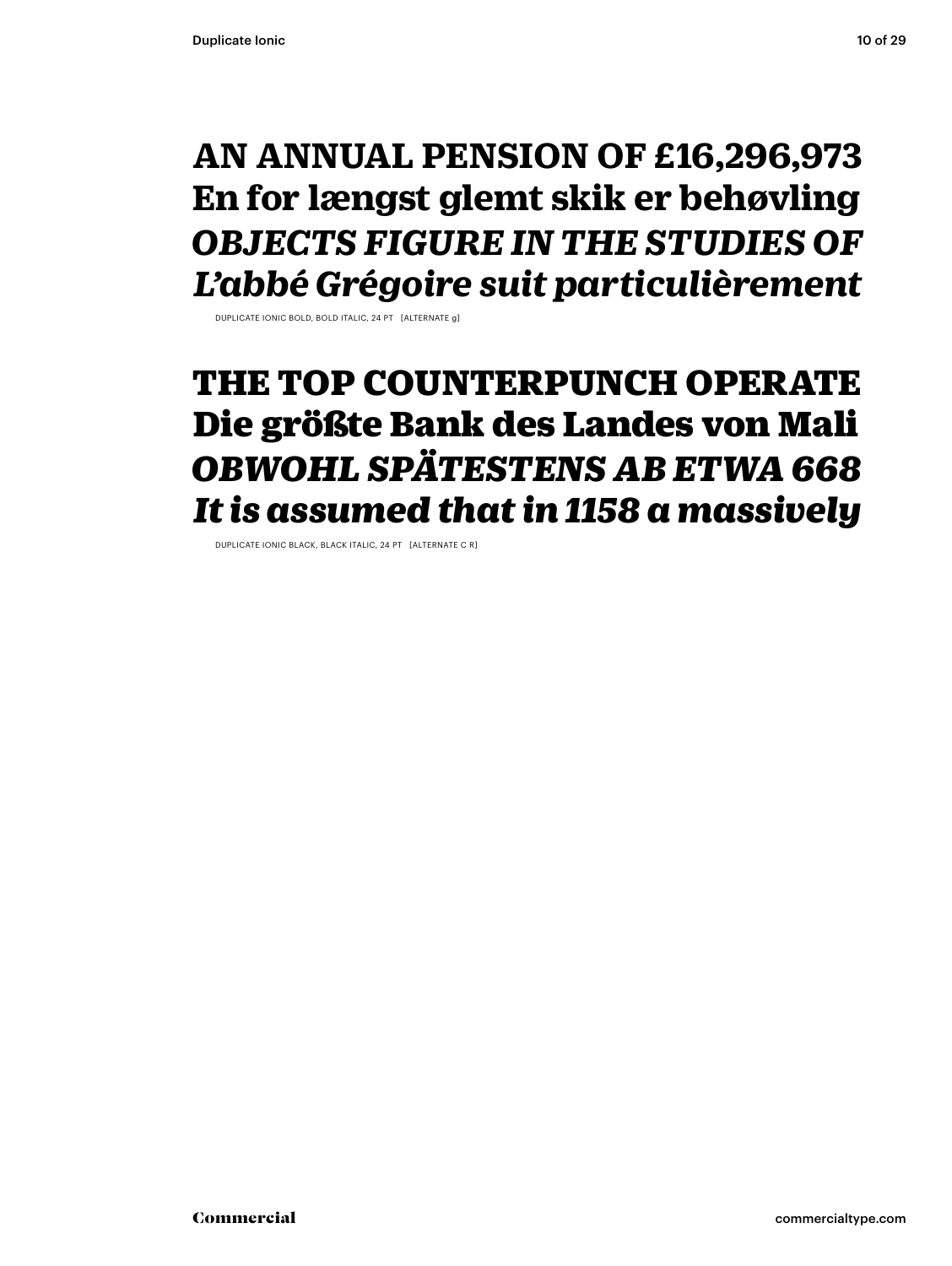**AN ANNUAL PENSION OF £16,296,973**
**En for længst glemt skik er behøvling**
***OBJECTS FIGURE IN THE STUDIES OF***
***L'abbé Grégoire suit particulièrement***

DUPLICATE IONIC BOLD, BOLD ITALIC, 24 PT [ALTERNATE g]

**THE TOP COUNTERPUNCH OPERATE**
**Die größte Bank des Landes von Mali**
***OBWOHL SPÄTESTENS AB ETWA 668***
***It is assumed that in 1158 a massively***

DUPLICATE IONIC BLACK, BLACK ITALIC, 24 PT [ALTERNATE C R]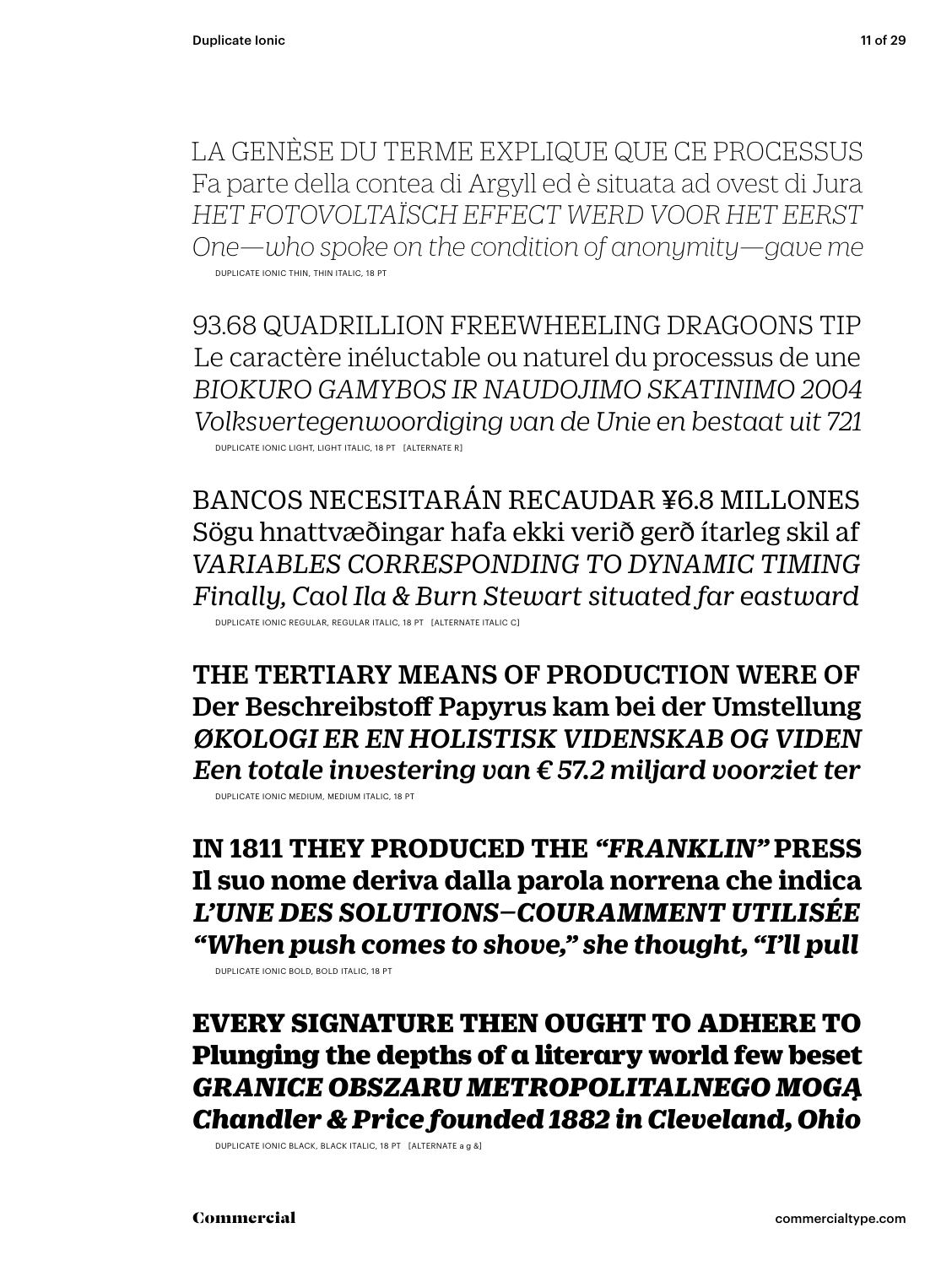LA GENÈSE DU TERME EXPLIQUE QUE CE PROCESSUS
Fa parte della contea di Argyll ed è situata ad ovest di Jura
*HET FOTOVOLTAÏSCH EFFECT WERD VOOR HET EERST*
*One—who spoke on the condition of anonymity—gave me*

DUPLICATE IONIC THIN, THIN ITALIC, 18 PT

93.68 QUADRILLION FREEWHEELING DRAGOONS TIP
Le caractère inéluctable ou naturel du processus de une
*BIOKURO GAMYBOS IR NAUDOJIMO SKATINIMO 2004*
*Volksvertegenwoordiging van de Unie en bestaat uit 721*

DUPLICATE IONIC LIGHT, LIGHT ITALIC, 18 PT [ALTERNATE R]

BANCOS NECESITARÁN RECAUDAR ¥6.8 MILLONES
Sögu hnattvæðingar hafa ekki verið gerð ítarleg skil af
*VARIABLES CORRESPONDING TO DYNAMIC TIMING*
*Finally, Caol Ila & Burn Stewart situated far eastward*

DUPLICATE IONIC REGULAR, REGULAR ITALIC, 18 PT [ALTERNATE ITALIC C]

**THE TERTIARY MEANS OF PRODUCTION WERE OF**
**Der Beschreibstoff Papyrus kam bei der Umstellung**
***ØKOLOGI ER EN HOLISTISK VIDENSKAB OG VIDEN***
***Een totale investering van € 57.2 miljard voorziet ter***

DUPLICATE IONIC MEDIUM, MEDIUM ITALIC, 18 PT

**IN 1811 THEY PRODUCED THE *“FRANKLIN”* PRESS**
**Il suo nome deriva dalla parola norrena che indica**
***L’UNE DES SOLUTIONS—COURAMMENT UTILISÉE***
***“When push comes to shove,” she thought, “I’ll pull***

DUPLICATE IONIC BOLD, BOLD ITALIC, 18 PT

**EVERY SIGNATURE THEN OUGHT TO ADHERE TO**
**Plunging the depths of a literary world few beset**
***GRANICE OBSZARU METROPOLITALNEGO MOGĄ***
***Chandler & Price founded 1882 in Cleveland, Ohio***

DUPLICATE IONIC BLACK, BLACK ITALIC, 18 PT [ALTERNATE a g &]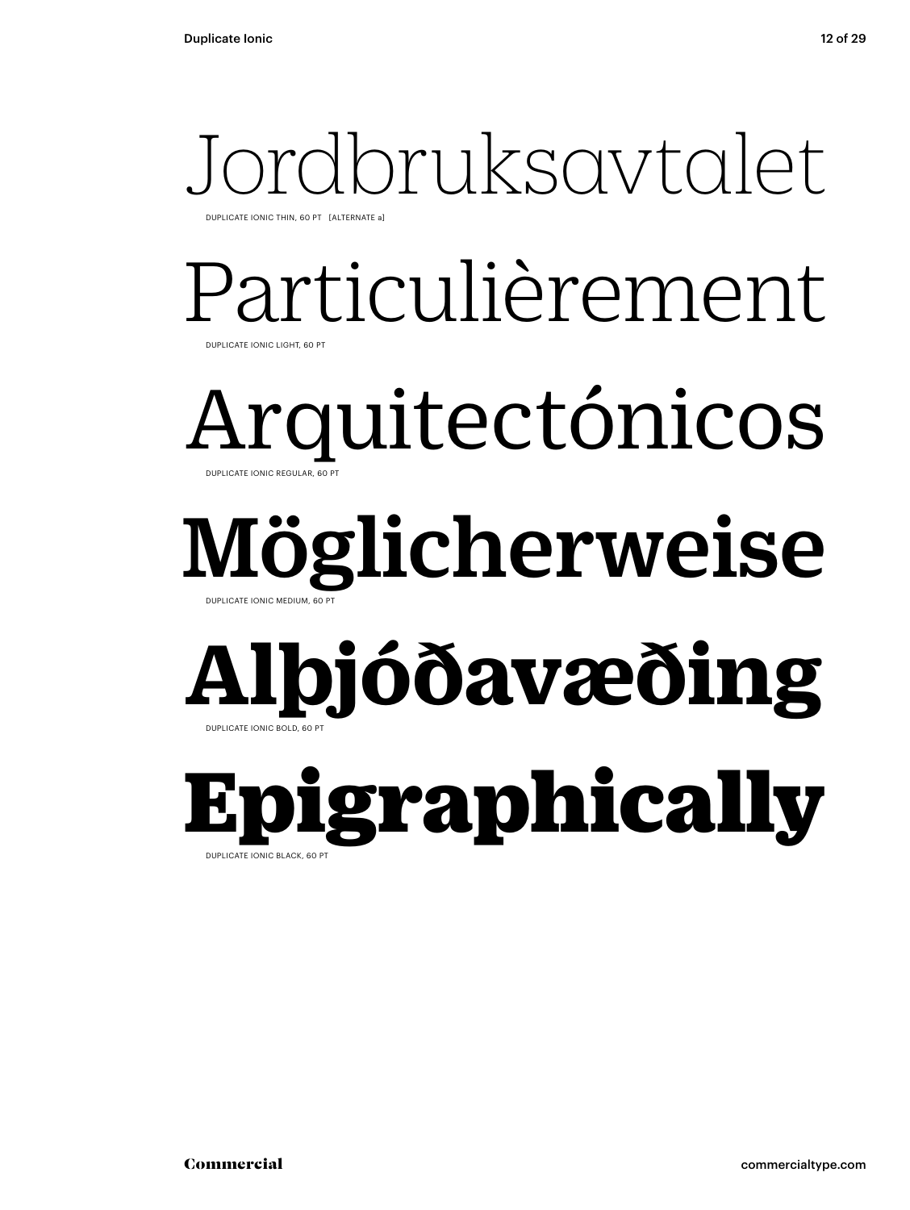Jordbruksavtalet

DUPLICATE IONIC THIN, 60 PT [ALTERNATE a]

Particulièrement

DUPLICATE IONIC LIGHT, 60 PT

Arquitectónicos

DUPLICATE IONIC REGULAR, 60 PT

**Möglicherweise**

DUPLICATE IONIC MEDIUM, 60 PT

**Alþjóðavæðing**

DUPLICATE IONIC BOLD, 60 PT

**Epigraphically**

DUPLICATE IONIC BLACK, 60 PT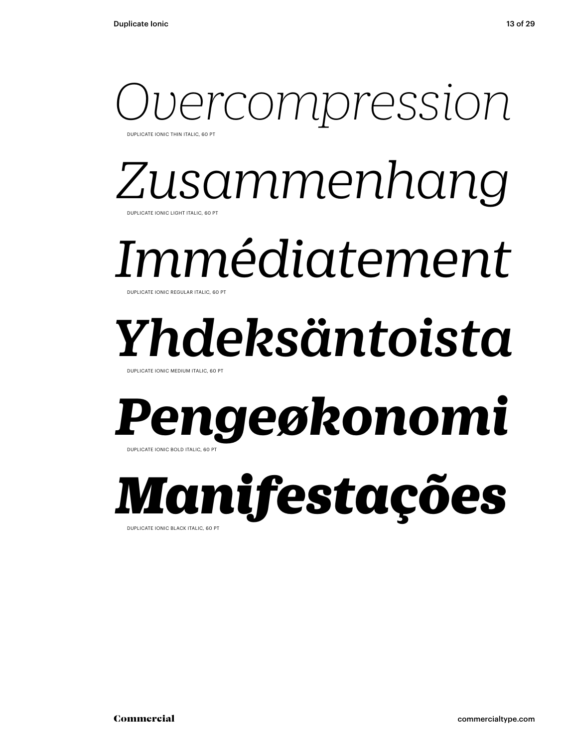*Overcompression*

DUPLICATE IONIC THIN ITALIC, 60 PT

*Zusammenhang*

DUPLICATE IONIC LIGHT ITALIC, 60 PT

*Immédiatement*

DUPLICATE IONIC REGULAR ITALIC, 60 PT

***Yhdeksäntoista***

DUPLICATE IONIC MEDIUM ITALIC, 60 PT

***Pengeøkonomi***

DUPLICATE IONIC BOLD ITALIC, 60 PT

***Manifestações***

DUPLICATE IONIC BLACK ITALIC, 60 PT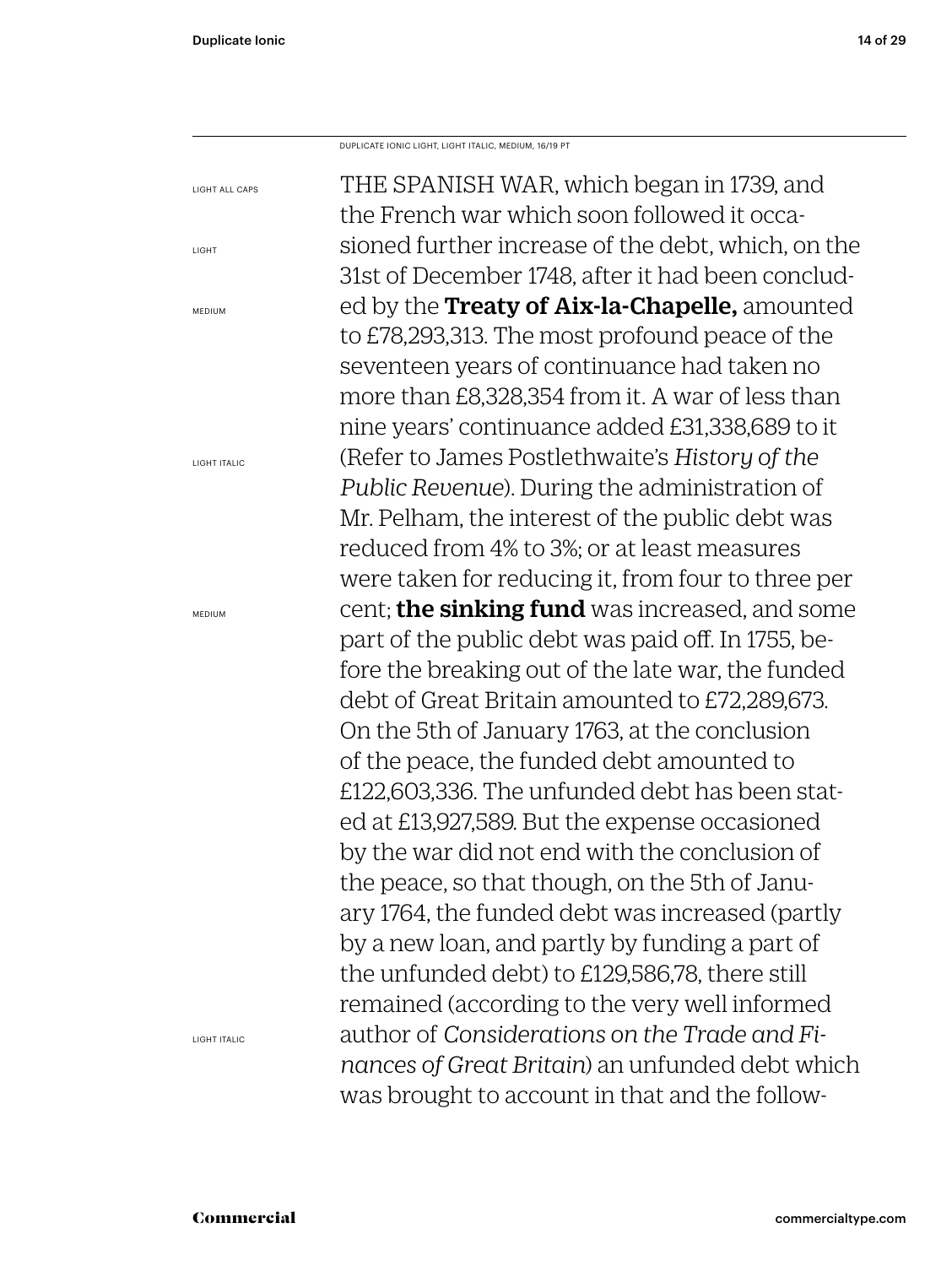DUPLICATE IONIC LIGHT, LIGHT ITALIC, MEDIUM, 16/19 PT

LIGHT ALL CAPS

LIGHT

MEDIUM

LIGHT ITALIC

MEDIUM

LIGHT ITALIC

THE SPANISH WAR, which began in 1739, and the French war which soon followed it occasioned further increase of the debt, which, on the 31st of December 1748, after it had been concluded by the **Treaty of Aix-la-Chapelle,** amounted to £78,293,313. The most profound peace of the seventeen years of continuance had taken no more than £8,328,354 from it. A war of less than nine years' continuance added £31,338,689 to it (Refer to James Postlethwaite's *History of the Public Revenue*). During the administration of Mr. Pelham, the interest of the public debt was reduced from 4% to 3%; or at least measures were taken for reducing it, from four to three per cent; **the sinking fund** was increased, and some part of the public debt was paid off. In 1755, before the breaking out of the late war, the funded debt of Great Britain amounted to £72,289,673. On the 5th of January 1763, at the conclusion of the peace, the funded debt amounted to £122,603,336. The unfunded debt has been stated at £13,927,589. But the expense occasioned by the war did not end with the conclusion of the peace, so that though, on the 5th of January 1764, the funded debt was increased (partly by a new loan, and partly by funding a part of the unfunded debt) to £129,586,78, there still remained (according to the very well informed author of *Considerations on the Trade and Finances of Great Britain*) an unfunded debt which was brought to account in that and the follow-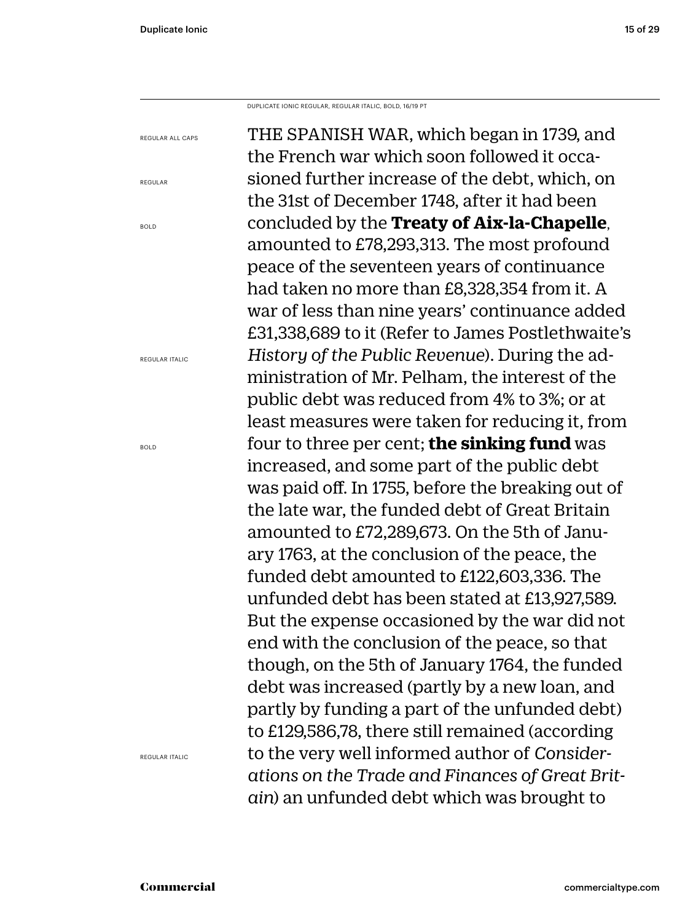DUPLICATE IONIC REGULAR, REGULAR ITALIC, BOLD, 16/19 PT

REGULAR ALL CAPS

REGULAR

BOLD

REGULAR ITALIC

BOLD

REGULAR ITALIC

THE SPANISH WAR, which began in 1739, and the French war which soon followed it occasioned further increase of the debt, which, on the 31st of December 1748, after it had been concluded by the **Treaty of Aix-la-Chapelle**, amounted to £78,293,313. The most profound peace of the seventeen years of continuance had taken no more than £8,328,354 from it. A war of less than nine years' continuance added £31,338,689 to it (Refer to James Postlethwaite's *History of the Public Revenue*). During the administration of Mr. Pelham, the interest of the public debt was reduced from 4% to 3%; or at least measures were taken for reducing it, from four to three per cent; **the sinking fund** was increased, and some part of the public debt was paid off. In 1755, before the breaking out of the late war, the funded debt of Great Britain amounted to £72,289,673. On the 5th of January 1763, at the conclusion of the peace, the funded debt amounted to £122,603,336. The unfunded debt has been stated at £13,927,589. But the expense occasioned by the war did not end with the conclusion of the peace, so that though, on the 5th of January 1764, the funded debt was increased (partly by a new loan, and partly by funding a part of the unfunded debt) to £129,586,78, there still remained (according to the very well informed author of *Considerations on the Trade and Finances of Great Britain*) an unfunded debt which was brought to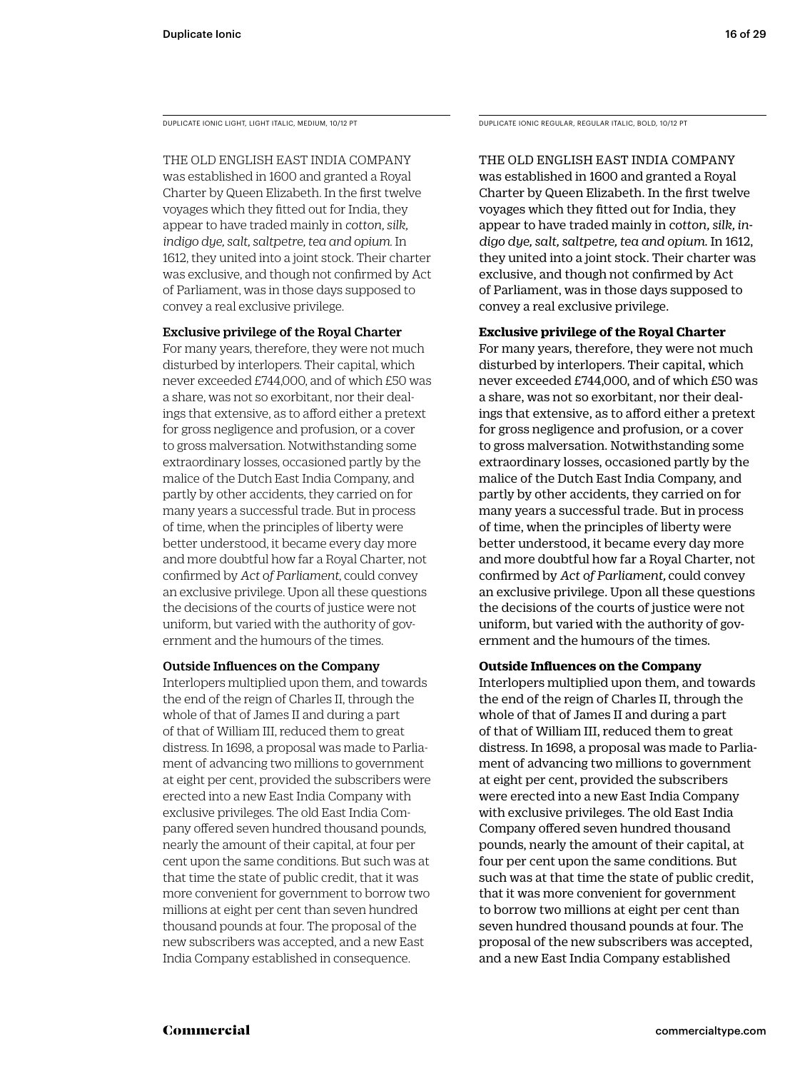DUPLICATE IONIC LIGHT, LIGHT ITALIC, MEDIUM, 10/12 PT

THE OLD ENGLISH EAST INDIA COMPANY was established in 1600 and granted a Royal Charter by Queen Elizabeth. In the first twelve voyages which they fitted out for India, they appear to have traded mainly in *cotton, silk, indigo dye, salt, saltpetre, tea and opium.* In 1612, they united into a joint stock. Their charter was exclusive, and though not confirmed by Act of Parliament, was in those days supposed to convey a real exclusive privilege.

**Exclusive privilege of the Royal Charter**

For many years, therefore, they were not much disturbed by interlopers. Their capital, which never exceeded £744,000, and of which £50 was a share, was not so exorbitant, nor their dealings that extensive, as to afford either a pretext for gross negligence and profusion, or a cover to gross malversation. Notwithstanding some extraordinary losses, occasioned partly by the malice of the Dutch East India Company, and partly by other accidents, they carried on for many years a successful trade. But in process of time, when the principles of liberty were better understood, it became every day more and more doubtful how far a Royal Charter, not confirmed by *Act of Parliament,* could convey an exclusive privilege. Upon all these questions the decisions of the courts of justice were not uniform, but varied with the authority of government and the humours of the times.

**Outside Influences on the Company**

Interlopers multiplied upon them, and towards the end of the reign of Charles II, through the whole of that of James II and during a part of that of William III, reduced them to great distress. In 1698, a proposal was made to Parliament of advancing two millions to government at eight per cent, provided the subscribers were erected into a new East India Company with exclusive privileges. The old East India Company offered seven hundred thousand pounds, nearly the amount of their capital, at four per cent upon the same conditions. But such was at that time the state of public credit, that it was more convenient for government to borrow two millions at eight per cent than seven hundred thousand pounds at four. The proposal of the new subscribers was accepted, and a new East India Company established in consequence.

DUPLICATE IONIC REGULAR, REGULAR ITALIC, BOLD, 10/12 PT

THE OLD ENGLISH EAST INDIA COMPANY was established in 1600 and granted a Royal Charter by Queen Elizabeth. In the first twelve voyages which they fitted out for India, they appear to have traded mainly in *cotton, silk, indigo dye, salt, saltpetre, tea and opium.* In 1612, they united into a joint stock. Their charter was exclusive, and though not confirmed by Act of Parliament, was in those days supposed to convey a real exclusive privilege.

**Exclusive privilege of the Royal Charter**

For many years, therefore, they were not much disturbed by interlopers. Their capital, which never exceeded £744,000, and of which £50 was a share, was not so exorbitant, nor their dealings that extensive, as to afford either a pretext for gross negligence and profusion, or a cover to gross malversation. Notwithstanding some extraordinary losses, occasioned partly by the malice of the Dutch East India Company, and partly by other accidents, they carried on for many years a successful trade. But in process of time, when the principles of liberty were better understood, it became every day more and more doubtful how far a Royal Charter, not confirmed by *Act of Parliament,* could convey an exclusive privilege. Upon all these questions the decisions of the courts of justice were not uniform, but varied with the authority of government and the humours of the times.

**Outside Influences on the Company**

Interlopers multiplied upon them, and towards the end of the reign of Charles II, through the whole of that of James II and during a part of that of William III, reduced them to great distress. In 1698, a proposal was made to Parliament of advancing two millions to government at eight per cent, provided the subscribers were erected into a new East India Company with exclusive privileges. The old East India Company offered seven hundred thousand pounds, nearly the amount of their capital, at four per cent upon the same conditions. But such was at that time the state of public credit, that it was more convenient for government to borrow two millions at eight per cent than seven hundred thousand pounds at four. The proposal of the new subscribers was accepted, and a new East India Company established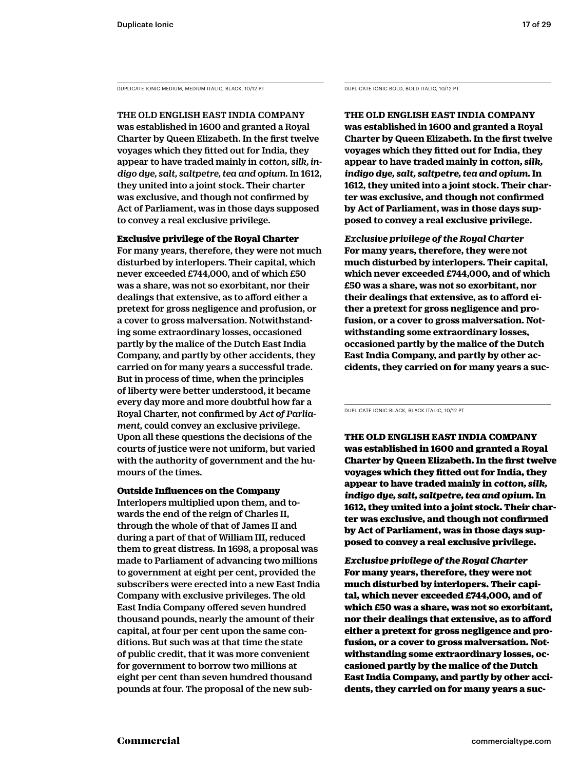DUPLICATE IONIC MEDIUM, MEDIUM ITALIC, BLACK, 10/12 PT

THE OLD ENGLISH EAST INDIA COMPANY was established in 1600 and granted a Royal Charter by Queen Elizabeth. In the first twelve voyages which they fitted out for India, they appear to have traded mainly in *cotton, silk, indigo dye, salt, saltpetre, tea and opium.* In 1612, they united into a joint stock. Their charter was exclusive, and though not confirmed by Act of Parliament, was in those days supposed to convey a real exclusive privilege.

**Exclusive privilege of the Royal Charter**
For many years, therefore, they were not much disturbed by interlopers. Their capital, which never exceeded £744,000, and of which £50 was a share, was not so exorbitant, nor their dealings that extensive, as to afford either a pretext for gross negligence and profusion, or a cover to gross malversation. Notwithstanding some extraordinary losses, occasioned partly by the malice of the Dutch East India Company, and partly by other accidents, they carried on for many years a successful trade. But in process of time, when the principles of liberty were better understood, it became every day more and more doubtful how far a Royal Charter, not confirmed by *Act of Parliament*, could convey an exclusive privilege. Upon all these questions the decisions of the courts of justice were not uniform, but varied with the authority of government and the humours of the times.

**Outside Influences on the Company**
Interlopers multiplied upon them, and towards the end of the reign of Charles II, through the whole of that of James II and during a part of that of William III, reduced them to great distress. In 1698, a proposal was made to Parliament of advancing two millions to government at eight per cent, provided the subscribers were erected into a new East India Company with exclusive privileges. The old East India Company offered seven hundred thousand pounds, nearly the amount of their capital, at four per cent upon the same conditions. But such was at that time the state of public credit, that it was more convenient for government to borrow two millions at eight per cent than seven hundred thousand pounds at four. The proposal of the new sub-

DUPLICATE IONIC BOLD, BOLD ITALIC, 10/12 PT

**THE OLD ENGLISH EAST INDIA COMPANY was established in 1600 and granted a Royal Charter by Queen Elizabeth. In the first twelve voyages which they fitted out for India, they appear to have traded mainly in *cotton, silk, indigo dye, salt, saltpetre, tea and opium.* In 1612, they united into a joint stock. Their charter was exclusive, and though not confirmed by Act of Parliament, was in those days supposed to convey a real exclusive privilege.**

***Exclusive privilege of the Royal Charter***
**For many years, therefore, they were not much disturbed by interlopers. Their capital, which never exceeded £744,000, and of which £50 was a share, was not so exorbitant, nor their dealings that extensive, as to afford either a pretext for gross negligence and profusion, or a cover to gross malversation. Notwithstanding some extraordinary losses, occasioned partly by the malice of the Dutch East India Company, and partly by other accidents, they carried on for many years a suc-**

DUPLICATE IONIC BLACK, BLACK ITALIC, 10/12 PT

**THE OLD ENGLISH EAST INDIA COMPANY was established in 1600 and granted a Royal Charter by Queen Elizabeth. In the first twelve voyages which they fitted out for India, they appear to have traded mainly in *cotton, silk, indigo dye, salt, saltpetre, tea and opium.* In 1612, they united into a joint stock. Their charter was exclusive, and though not confirmed by Act of Parliament, was in those days supposed to convey a real exclusive privilege.**

***Exclusive privilege of the Royal Charter***
**For many years, therefore, they were not much disturbed by interlopers. Their capital, which never exceeded £744,000, and of which £50 was a share, was not so exorbitant, nor their dealings that extensive, as to afford either a pretext for gross negligence and profusion, or a cover to gross malversation. Notwithstanding some extraordinary losses, occasioned partly by the malice of the Dutch East India Company, and partly by other accidents, they carried on for many years a suc-**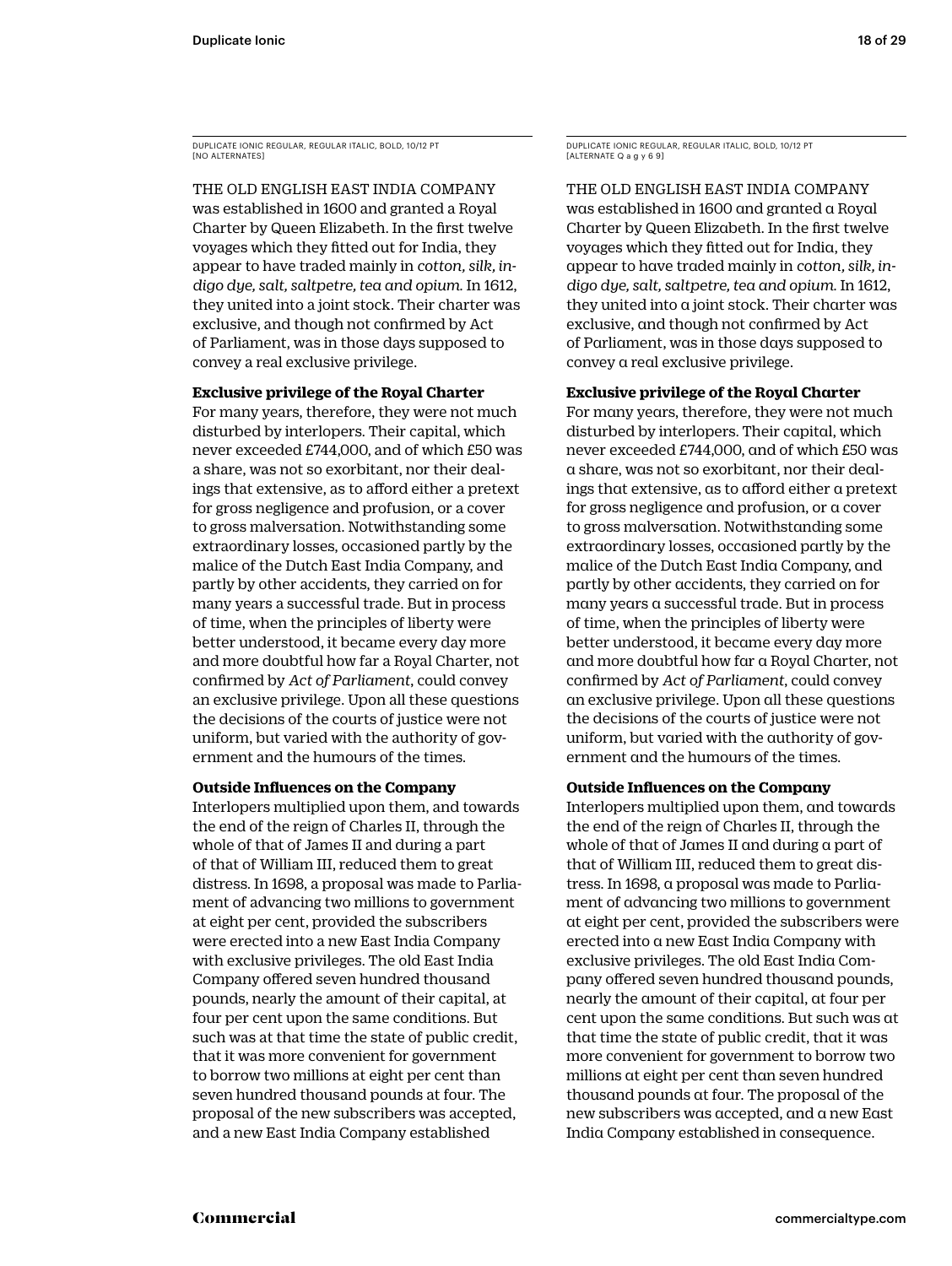DUPLICATE IONIC REGULAR, REGULAR ITALIC, BOLD, 10/12 PT
[NO ALTERNATES]

THE OLD ENGLISH EAST INDIA COMPANY was established in 1600 and granted a Royal Charter by Queen Elizabeth. In the first twelve voyages which they fitted out for India, they appear to have traded mainly in *cotton, silk, indigo dye, salt, saltpetre, tea and opium.* In 1612, they united into a joint stock. Their charter was exclusive, and though not confirmed by Act of Parliament, was in those days supposed to convey a real exclusive privilege.

**Exclusive privilege of the Royal Charter**

For many years, therefore, they were not much disturbed by interlopers. Their capital, which never exceeded £744,000, and of which £50 was a share, was not so exorbitant, nor their dealings that extensive, as to afford either a pretext for gross negligence and profusion, or a cover to gross malversation. Notwithstanding some extraordinary losses, occasioned partly by the malice of the Dutch East India Company, and partly by other accidents, they carried on for many years a successful trade. But in process of time, when the principles of liberty were better understood, it became every day more and more doubtful how far a Royal Charter, not confirmed by *Act of Parliament*, could convey an exclusive privilege. Upon all these questions the decisions of the courts of justice were not uniform, but varied with the authority of government and the humours of the times.

**Outside Influences on the Company**

Interlopers multiplied upon them, and towards the end of the reign of Charles II, through the whole of that of James II and during a part of that of William III, reduced them to great distress. In 1698, a proposal was made to Parliament of advancing two millions to government at eight per cent, provided the subscribers were erected into a new East India Company with exclusive privileges. The old East India Company offered seven hundred thousand pounds, nearly the amount of their capital, at four per cent upon the same conditions. But such was at that time the state of public credit, that it was more convenient for government to borrow two millions at eight per cent than seven hundred thousand pounds at four. The proposal of the new subscribers was accepted, and a new East India Company established

DUPLICATE IONIC REGULAR, REGULAR ITALIC, BOLD, 10/12 PT
[ALTERNATE Q a g y 6 9]

THE OLD ENGLISH EAST INDIA COMPANY was established in 1600 and granted a Royal Charter by Queen Elizabeth. In the first twelve voyages which they fitted out for India, they appear to have traded mainly in *cotton, silk, indigo dye, salt, saltpetre, tea and opium.* In 1612, they united into a joint stock. Their charter was exclusive, and though not confirmed by Act of Parliament, was in those days supposed to convey a real exclusive privilege.

**Exclusive privilege of the Royal Charter**

For many years, therefore, they were not much disturbed by interlopers. Their capital, which never exceeded £744,000, and of which £50 was a share, was not so exorbitant, nor their dealings that extensive, as to afford either a pretext for gross negligence and profusion, or a cover to gross malversation. Notwithstanding some extraordinary losses, occasioned partly by the malice of the Dutch East India Company, and partly by other accidents, they carried on for many years a successful trade. But in process of time, when the principles of liberty were better understood, it became every day more and more doubtful how far a Royal Charter, not confirmed by *Act of Parliament*, could convey an exclusive privilege. Upon all these questions the decisions of the courts of justice were not uniform, but varied with the authority of government and the humours of the times.

**Outside Influences on the Company**

Interlopers multiplied upon them, and towards the end of the reign of Charles II, through the whole of that of James II and during a part of that of William III, reduced them to great distress. In 1698, a proposal was made to Parliament of advancing two millions to government at eight per cent, provided the subscribers were erected into a new East India Company with exclusive privileges. The old East India Company offered seven hundred thousand pounds, nearly the amount of their capital, at four per cent upon the same conditions. But such was at that time the state of public credit, that it was more convenient for government to borrow two millions at eight per cent than seven hundred thousand pounds at four. The proposal of the new subscribers was accepted, and a new East India Company established in consequence.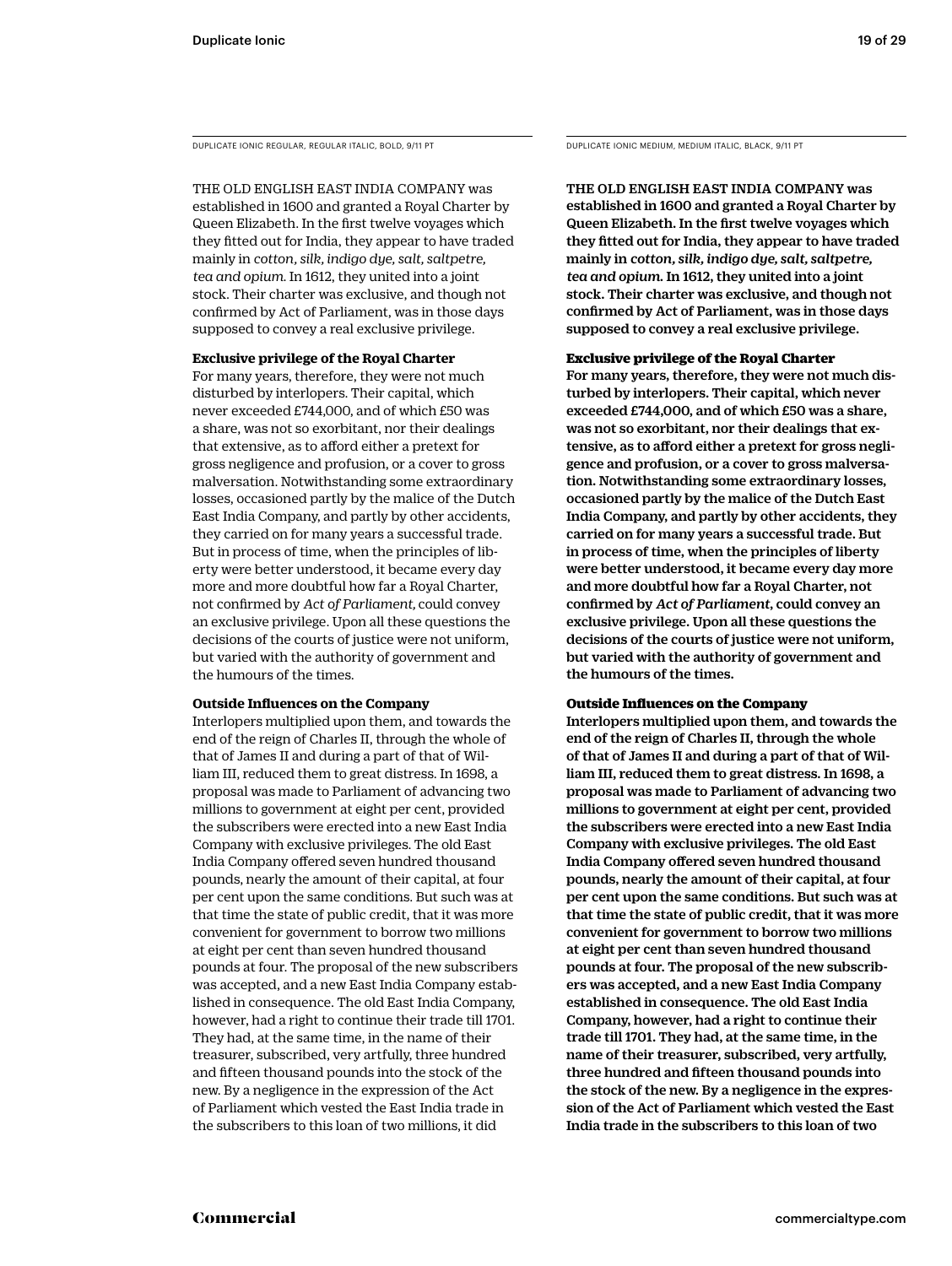DUPLICATE IONIC REGULAR, REGULAR ITALIC, BOLD, 9/11 PT

THE OLD ENGLISH EAST INDIA COMPANY was established in 1600 and granted a Royal Charter by Queen Elizabeth. In the first twelve voyages which they fitted out for India, they appear to have traded mainly in *cotton, silk, indigo dye, salt, saltpetre, tea and opium.* In 1612, they united into a joint stock. Their charter was exclusive, and though not confirmed by Act of Parliament, was in those days supposed to convey a real exclusive privilege.

**Exclusive privilege of the Royal Charter**

For many years, therefore, they were not much disturbed by interlopers. Their capital, which never exceeded £744,000, and of which £50 was a share, was not so exorbitant, nor their dealings that extensive, as to afford either a pretext for gross negligence and profusion, or a cover to gross malversation. Notwithstanding some extraordinary losses, occasioned partly by the malice of the Dutch East India Company, and partly by other accidents, they carried on for many years a successful trade. But in process of time, when the principles of liberty were better understood, it became every day more and more doubtful how far a Royal Charter, not confirmed by *Act of Parliament,* could convey an exclusive privilege. Upon all these questions the decisions of the courts of justice were not uniform, but varied with the authority of government and the humours of the times.

**Outside Influences on the Company**

Interlopers multiplied upon them, and towards the end of the reign of Charles II, through the whole of that of James II and during a part of that of William III, reduced them to great distress. In 1698, a proposal was made to Parliament of advancing two millions to government at eight per cent, provided the subscribers were erected into a new East India Company with exclusive privileges. The old East India Company offered seven hundred thousand pounds, nearly the amount of their capital, at four per cent upon the same conditions. But such was at that time the state of public credit, that it was more convenient for government to borrow two millions at eight per cent than seven hundred thousand pounds at four. The proposal of the new subscribers was accepted, and a new East India Company established in consequence. The old East India Company, however, had a right to continue their trade till 1701. They had, at the same time, in the name of their treasurer, subscribed, very artfully, three hundred and fifteen thousand pounds into the stock of the new. By a negligence in the expression of the Act of Parliament which vested the East India trade in the subscribers to this loan of two millions, it did

DUPLICATE IONIC MEDIUM, MEDIUM ITALIC, BLACK, 9/11 PT

THE OLD ENGLISH EAST INDIA COMPANY was established in 1600 and granted a Royal Charter by Queen Elizabeth. In the first twelve voyages which they fitted out for India, they appear to have traded mainly in *cotton, silk, indigo dye, salt, saltpetre, tea and opium.* In 1612, they united into a joint stock. Their charter was exclusive, and though not confirmed by Act of Parliament, was in those days supposed to convey a real exclusive privilege.

**Exclusive privilege of the Royal Charter**

For many years, therefore, they were not much disturbed by interlopers. Their capital, which never exceeded £744,000, and of which £50 was a share, was not so exorbitant, nor their dealings that extensive, as to afford either a pretext for gross negligence and profusion, or a cover to gross malversation. Notwithstanding some extraordinary losses, occasioned partly by the malice of the Dutch East India Company, and partly by other accidents, they carried on for many years a successful trade. But in process of time, when the principles of liberty were better understood, it became every day more and more doubtful how far a Royal Charter, not confirmed by *Act of Parliament*, could convey an exclusive privilege. Upon all these questions the decisions of the courts of justice were not uniform, but varied with the authority of government and the humours of the times.

**Outside Influences on the Company**

Interlopers multiplied upon them, and towards the end of the reign of Charles II, through the whole of that of James II and during a part of that of William III, reduced them to great distress. In 1698, a proposal was made to Parliament of advancing two millions to government at eight per cent, provided the subscribers were erected into a new East India Company with exclusive privileges. The old East India Company offered seven hundred thousand pounds, nearly the amount of their capital, at four per cent upon the same conditions. But such was at that time the state of public credit, that it was more convenient for government to borrow two millions at eight per cent than seven hundred thousand pounds at four. The proposal of the new subscribers was accepted, and a new East India Company established in consequence. The old East India Company, however, had a right to continue their trade till 1701. They had, at the same time, in the name of their treasurer, subscribed, very artfully, three hundred and fifteen thousand pounds into the stock of the new. By a negligence in the expression of the Act of Parliament which vested the East India trade in the subscribers to this loan of two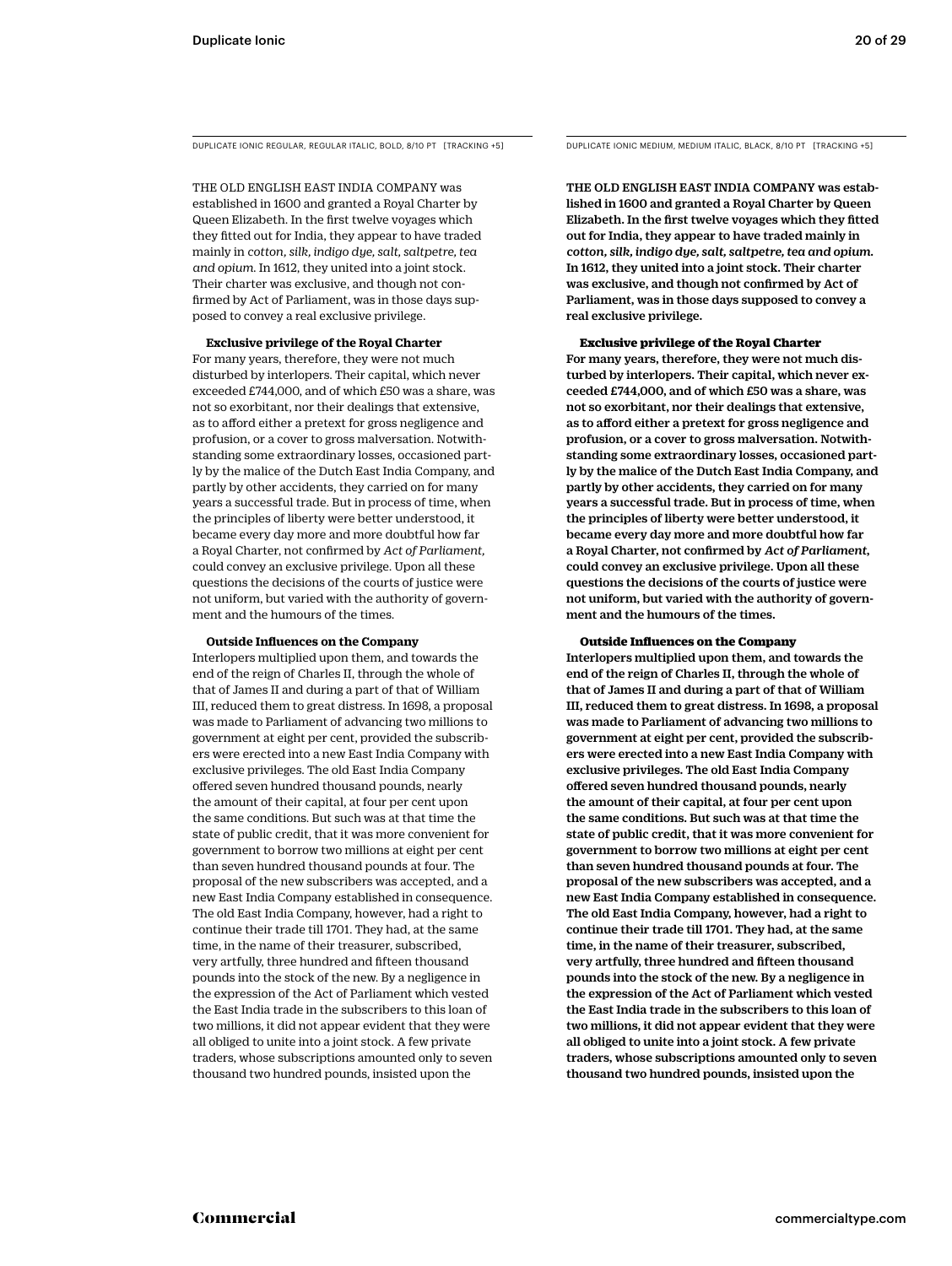DUPLICATE IONIC REGULAR, REGULAR ITALIC, BOLD, 8/10 PT [TRACKING +5]

THE OLD ENGLISH EAST INDIA COMPANY was established in 1600 and granted a Royal Charter by Queen Elizabeth. In the first twelve voyages which they fitted out for India, they appear to have traded mainly in *cotton, silk, indigo dye, salt, saltpetre, tea and opium*. In 1612, they united into a joint stock. Their charter was exclusive, and though not confirmed by Act of Parliament, was in those days supposed to convey a real exclusive privilege.

**Exclusive privilege of the Royal Charter**

For many years, therefore, they were not much disturbed by interlopers. Their capital, which never exceeded £744,000, and of which £50 was a share, was not so exorbitant, nor their dealings that extensive, as to afford either a pretext for gross negligence and profusion, or a cover to gross malversation. Notwithstanding some extraordinary losses, occasioned partly by the malice of the Dutch East India Company, and partly by other accidents, they carried on for many years a successful trade. But in process of time, when the principles of liberty were better understood, it became every day more and more doubtful how far a Royal Charter, not confirmed by *Act of Parliament*, could convey an exclusive privilege. Upon all these questions the decisions of the courts of justice were not uniform, but varied with the authority of government and the humours of the times.

**Outside Influences on the Company**

Interlopers multiplied upon them, and towards the end of the reign of Charles II, through the whole of that of James II and during a part of that of William III, reduced them to great distress. In 1698, a proposal was made to Parliament of advancing two millions to government at eight per cent, provided the subscribers were erected into a new East India Company with exclusive privileges. The old East India Company offered seven hundred thousand pounds, nearly the amount of their capital, at four per cent upon the same conditions. But such was at that time the state of public credit, that it was more convenient for government to borrow two millions at eight per cent than seven hundred thousand pounds at four. The proposal of the new subscribers was accepted, and a new East India Company established in consequence. The old East India Company, however, had a right to continue their trade till 1701. They had, at the same time, in the name of their treasurer, subscribed, very artfully, three hundred and fifteen thousand pounds into the stock of the new. By a negligence in the expression of the Act of Parliament which vested the East India trade in the subscribers to this loan of two millions, it did not appear evident that they were all obliged to unite into a joint stock. A few private traders, whose subscriptions amounted only to seven thousand two hundred pounds, insisted upon the

DUPLICATE IONIC MEDIUM, MEDIUM ITALIC, BLACK, 8/10 PT [TRACKING +5]

THE OLD ENGLISH EAST INDIA COMPANY was established in 1600 and granted a Royal Charter by Queen Elizabeth. In the first twelve voyages which they fitted out for India, they appear to have traded mainly in *cotton, silk, indigo dye, salt, saltpetre, tea and opium*. In 1612, they united into a joint stock. Their charter was exclusive, and though not confirmed by Act of Parliament, was in those days supposed to convey a real exclusive privilege.

**Exclusive privilege of the Royal Charter**

For many years, therefore, they were not much disturbed by interlopers. Their capital, which never exceeded £744,000, and of which £50 was a share, was not so exorbitant, nor their dealings that extensive, as to afford either a pretext for gross negligence and profusion, or a cover to gross malversation. Notwithstanding some extraordinary losses, occasioned partly by the malice of the Dutch East India Company, and partly by other accidents, they carried on for many years a successful trade. But in process of time, when the principles of liberty were better understood, it became every day more and more doubtful how far a Royal Charter, not confirmed by *Act of Parliament*, could convey an exclusive privilege. Upon all these questions the decisions of the courts of justice were not uniform, but varied with the authority of government and the humours of the times.

**Outside Influences on the Company**

Interlopers multiplied upon them, and towards the end of the reign of Charles II, through the whole of that of James II and during a part of that of William III, reduced them to great distress. In 1698, a proposal was made to Parliament of advancing two millions to government at eight per cent, provided the subscribers were erected into a new East India Company with exclusive privileges. The old East India Company offered seven hundred thousand pounds, nearly the amount of their capital, at four per cent upon the same conditions. But such was at that time the state of public credit, that it was more convenient for government to borrow two millions at eight per cent than seven hundred thousand pounds at four. The proposal of the new subscribers was accepted, and a new East India Company established in consequence. The old East India Company, however, had a right to continue their trade till 1701. They had, at the same time, in the name of their treasurer, subscribed, very artfully, three hundred and fifteen thousand pounds into the stock of the new. By a negligence in the expression of the Act of Parliament which vested the East India trade in the subscribers to this loan of two millions, it did not appear evident that they were all obliged to unite into a joint stock. A few private traders, whose subscriptions amounted only to seven thousand two hundred pounds, insisted upon the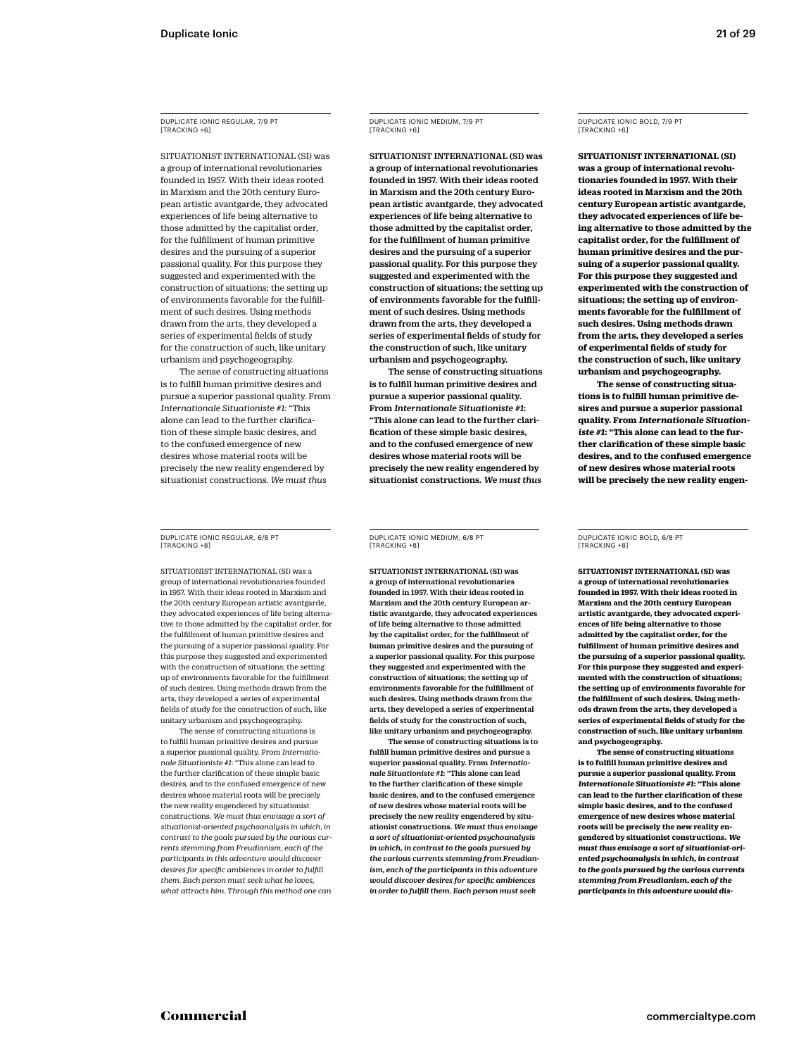DUPLICATE IONIC REGULAR, 7/9 PT
[TRACKING +6]

SITUATIONIST INTERNATIONAL (SI) was a group of international revolutionaries founded in 1957. With their ideas rooted in Marxism and the 20th century European artistic avantgarde, they advocated experiences of life being alternative to those admitted by the capitalist order, for the fulfillment of human primitive desires and the pursuing of a superior passional quality. For this purpose they suggested and experimented with the construction of situations; the setting up of environments favorable for the fulfillment of such desires. Using methods drawn from the arts, they developed a series of experimental fields of study for the construction of such, like unitary urbanism and psychogeography.

The sense of constructing situations is to fulfill human primitive desires and pursue a superior passional quality. From *Internationale Situationiste #1*: "This alone can lead to the further clarification of these simple basic desires, and to the confused emergence of new desires whose material roots will be precisely the new reality engendered by situationist constructions. *We must thus*

DUPLICATE IONIC MEDIUM, 7/9 PT
[TRACKING +6]

SITUATIONIST INTERNATIONAL (SI) was a group of international revolutionaries founded in 1957. With their ideas rooted in Marxism and the 20th century European artistic avantgarde, they advocated experiences of life being alternative to those admitted by the capitalist order, for the fulfillment of human primitive desires and the pursuing of a superior passional quality. For this purpose they suggested and experimented with the construction of situations; the setting up of environments favorable for the fulfillment of such desires. Using methods drawn from the arts, they developed a series of experimental fields of study for the construction of such, like unitary urbanism and psychogeography.

The sense of constructing situations is to fulfill human primitive desires and pursue a superior passional quality. From *Internationale Situationiste #1*: "This alone can lead to the further clarification of these simple basic desires, and to the confused emergence of new desires whose material roots will be precisely the new reality engendered by situationist constructions. *We must thus*

DUPLICATE IONIC BOLD, 7/9 PT
[TRACKING +6]

**SITUATIONIST INTERNATIONAL (SI) was a group of international revolutionaries founded in 1957. With their ideas rooted in Marxism and the 20th century European artistic avantgarde, they advocated experiences of life being alternative to those admitted by the capitalist order, for the fulfillment of human primitive desires and the pursuing of a superior passional quality. For this purpose they suggested and experimented with the construction of situations; the setting up of environments favorable for the fulfillment of such desires. Using methods drawn from the arts, they developed a series of experimental fields of study for the construction of such, like unitary urbanism and psychogeography.**

**The sense of constructing situations is to fulfill human primitive desires and pursue a superior passional quality. From *Internationale Situationiste #1*: "This alone can lead to the further clarification of these simple basic desires, and to the confused emergence of new desires whose material roots will be precisely the new reality engen-**

DUPLICATE IONIC REGULAR, 6/8 PT
[TRACKING +8]

SITUATIONIST INTERNATIONAL (SI) was a group of international revolutionaries founded in 1957. With their ideas rooted in Marxism and the 20th century European artistic avantgarde, they advocated experiences of life being alternative to those admitted by the capitalist order, for the fulfillment of human primitive desires and the pursuing of a superior passional quality. For this purpose they suggested and experimented with the construction of situations; the setting up of environments favorable for the fulfillment of such desires. Using methods drawn from the arts, they developed a series of experimental fields of study for the construction of such, like unitary urbanism and psychogeography.

The sense of constructing situations is to fulfill human primitive desires and pursue a superior passional quality. From *Internationale Situationiste #1*: "This alone can lead to the further clarification of these simple basic desires, and to the confused emergence of new desires whose material roots will be precisely the new reality engendered by situationist constructions. *We must thus envisage a sort of situationist-oriented psychoanalysis in which, in contrast to the goals pursued by the various currents stemming from Freudianism, each of the participants in this adventure would discover desires for specific ambiences in order to fulfill them. Each person must seek what he loves, what attracts him. Through this method one can*

DUPLICATE IONIC MEDIUM, 6/8 PT
[TRACKING +8]

SITUATIONIST INTERNATIONAL (SI) was a group of international revolutionaries founded in 1957. With their ideas rooted in Marxism and the 20th century European artistic avantgarde, they advocated experiences of life being alternative to those admitted by the capitalist order, for the fulfillment of human primitive desires and the pursuing of a superior passional quality. For this purpose they suggested and experimented with the construction of situations; the setting up of environments favorable for the fulfillment of such desires. Using methods drawn from the arts, they developed a series of experimental fields of study for the construction of such, like unitary urbanism and psychogeography.

The sense of constructing situations is to fulfill human primitive desires and pursue a superior passional quality. From *Internationale Situationiste #1*: "This alone can lead to the further clarification of these simple basic desires, and to the confused emergence of new desires whose material roots will be precisely the new reality engendered by situationist constructions. *We must thus envisage a sort of situationist-oriented psychoanalysis in which, in contrast to the goals pursued by the various currents stemming from Freudianism, each of the participants in this adventure would discover desires for specific ambiences in order to fulfill them. Each person must seek*

DUPLICATE IONIC BOLD, 6/8 PT
[TRACKING +8]

**SITUATIONIST INTERNATIONAL (SI) was a group of international revolutionaries founded in 1957. With their ideas rooted in Marxism and the 20th century European artistic avantgarde, they advocated experiences of life being alternative to those admitted by the capitalist order, for the fulfillment of human primitive desires and the pursuing of a superior passional quality. For this purpose they suggested and experimented with the construction of situations; the setting up of environments favorable for the fulfillment of such desires. Using methods drawn from the arts, they developed a series of experimental fields of study for the construction of such, like unitary urbanism and psychogeography.**

**The sense of constructing situations is to fulfill human primitive desires and pursue a superior passional quality. From *Internationale Situationiste #1*: "This alone can lead to the further clarification of these simple basic desires, and to the confused emergence of new desires whose material roots will be precisely the new reality engendered by situationist constructions. *We must thus envisage a sort of situationist-oriented psychoanalysis in which, in contrast to the goals pursued by the various currents stemming from Freudianism, each of the participants in this adventure would dis-***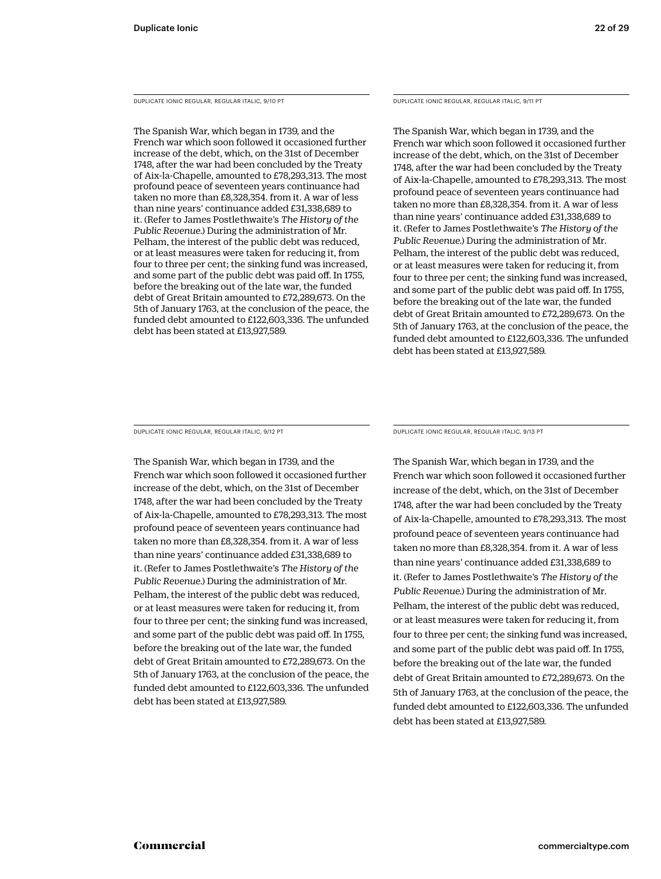DUPLICATE IONIC REGULAR, REGULAR ITALIC, 9/10 PT

The Spanish War, which began in 1739, and the French war which soon followed it occasioned further increase of the debt, which, on the 31st of December 1748, after the war had been concluded by the Treaty of Aix-la-Chapelle, amounted to £78,293,313. The most profound peace of seventeen years continuance had taken no more than £8,328,354. from it. A war of less than nine years' continuance added £31,338,689 to it. (Refer to James Postlethwaite's *The History of the Public Revenue*.) During the administration of Mr. Pelham, the interest of the public debt was reduced, or at least measures were taken for reducing it, from four to three per cent; the sinking fund was increased, and some part of the public debt was paid off. In 1755, before the breaking out of the late war, the funded debt of Great Britain amounted to £72,289,673. On the 5th of January 1763, at the conclusion of the peace, the funded debt amounted to £122,603,336. The unfunded debt has been stated at £13,927,589.

DUPLICATE IONIC REGULAR, REGULAR ITALIC, 9/11 PT

The Spanish War, which began in 1739, and the French war which soon followed it occasioned further increase of the debt, which, on the 31st of December 1748, after the war had been concluded by the Treaty of Aix-la-Chapelle, amounted to £78,293,313. The most profound peace of seventeen years continuance had taken no more than £8,328,354. from it. A war of less than nine years' continuance added £31,338,689 to it. (Refer to James Postlethwaite's *The History of the Public Revenue*.) During the administration of Mr. Pelham, the interest of the public debt was reduced, or at least measures were taken for reducing it, from four to three per cent; the sinking fund was increased, and some part of the public debt was paid off. In 1755, before the breaking out of the late war, the funded debt of Great Britain amounted to £72,289,673. On the 5th of January 1763, at the conclusion of the peace, the funded debt amounted to £122,603,336. The unfunded debt has been stated at £13,927,589.

DUPLICATE IONIC REGULAR, REGULAR ITALIC, 9/12 PT

The Spanish War, which began in 1739, and the French war which soon followed it occasioned further increase of the debt, which, on the 31st of December 1748, after the war had been concluded by the Treaty of Aix-la-Chapelle, amounted to £78,293,313. The most profound peace of seventeen years continuance had taken no more than £8,328,354. from it. A war of less than nine years' continuance added £31,338,689 to it. (Refer to James Postlethwaite's *The History of the Public Revenue*.) During the administration of Mr. Pelham, the interest of the public debt was reduced, or at least measures were taken for reducing it, from four to three per cent; the sinking fund was increased, and some part of the public debt was paid off. In 1755, before the breaking out of the late war, the funded debt of Great Britain amounted to £72,289,673. On the 5th of January 1763, at the conclusion of the peace, the funded debt amounted to £122,603,336. The unfunded debt has been stated at £13,927,589.

DUPLICATE IONIC REGULAR, REGULAR ITALIC, 9/13 PT

The Spanish War, which began in 1739, and the French war which soon followed it occasioned further increase of the debt, which, on the 31st of December 1748, after the war had been concluded by the Treaty of Aix-la-Chapelle, amounted to £78,293,313. The most profound peace of seventeen years continuance had taken no more than £8,328,354. from it. A war of less than nine years' continuance added £31,338,689 to it. (Refer to James Postlethwaite's *The History of the Public Revenue*.) During the administration of Mr. Pelham, the interest of the public debt was reduced, or at least measures were taken for reducing it, from four to three per cent; the sinking fund was increased, and some part of the public debt was paid off. In 1755, before the breaking out of the late war, the funded debt of Great Britain amounted to £72,289,673. On the 5th of January 1763, at the conclusion of the peace, the funded debt amounted to £122,603,336. The unfunded debt has been stated at £13,927,589.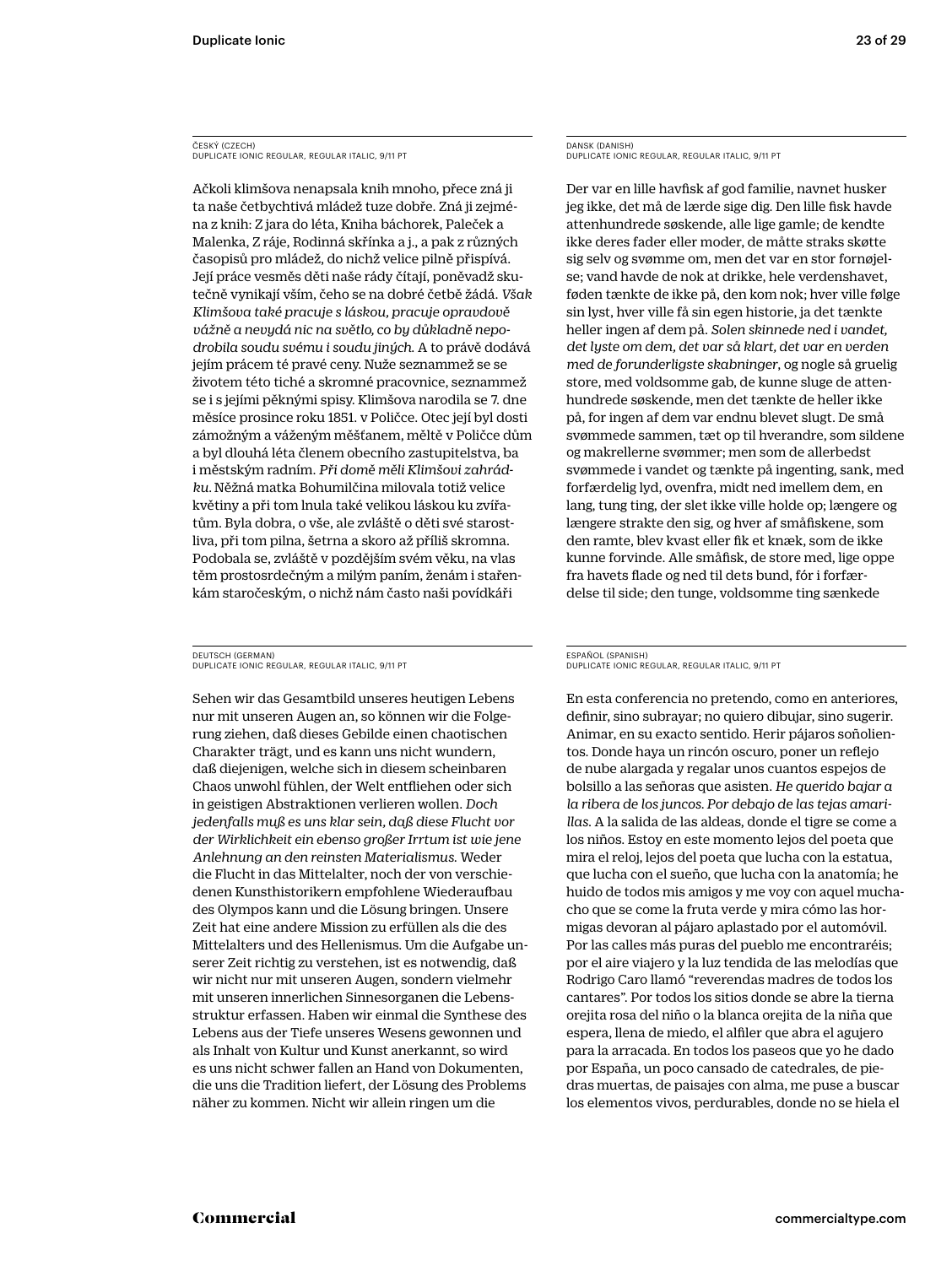ČESKÝ (CZECH)
DUPLICATE IONIC REGULAR, REGULAR ITALIC, 9/11 PT

Ačkoli klimšova nenapsala knih mnoho, přece zná ji ta naše četbychtivá mládež tuze dobře. Zná ji zejména z knih: Z jara do léta, Kniha báchorek, Paleček a Malenka, Z ráje, Rodinná skřínka a j., a pak z různých časopisů pro mládež, do nichž velice pilně přispívá. Její práce vesměs děti naše rády čítají, poněvadž skutečně vynikají vším, čeho se na dobré četbě žádá. *Však Klimšova také pracuje s láskou, pracuje opravdově vážně a nevydá nic na světlo, co by důkladně nepodrobila soudu svému i soudu jiných.* A to právě dodává jejím prácem té pravé ceny. Nuže seznammež se se životem této tiché a skromné pracovnice, seznammež se i s jejími pěknými spisy. Klimšova narodila se 7. dne měsíce prosince roku 1851. v Poličce. Otec její byl dosti zámožným a váženým měšťanem, měltě v Poličce dům a byl dlouhá léta členem obecního zastupitelstva, ba i městským radním. *Při domě měli Klimšovi zahrádku.* Něžná matka Bohumilčina milovala totiž velice květiny a při tom lnula také velikou láskou ku zvířatům. Byla dobra, o vše, ale zvláště o děti své starostliva, při tom pilna, šetrna a skoro až příliš skromna. Podobala se, zvláště v pozdějším svém věku, na vlas těm prostosrdečným a milým paním, ženám i stařenkám staročeským, o nichž nám často naši povídkáři

DANSK (DANISH)
DUPLICATE IONIC REGULAR, REGULAR ITALIC, 9/11 PT

Der var en lille havfisk af god familie, navnet husker jeg ikke, det må de lærde sige dig. Den lille fisk havde attenhundrede søskende, alle lige gamle; de kendte ikke deres fader eller moder, de måtte straks skøtte sig selv og svømme om, men det var en stor fornøjelse; vand havde de nok at drikke, hele verdenshavet, føden tænkte de ikke på, den kom nok; hver ville følge sin lyst, hver ville få sin egen historie, ja det tænkte heller ingen af dem på. *Solen skinnede ned i vandet, det lyste om dem, det var så klart, det var en verden med de forunderligste skabninger*, og nogle så gruelig store, med voldsomme gab, de kunne sluge de attenhundrede søskende, men det tænkte de heller ikke på, for ingen af dem var endnu blevet slugt. De små svømmede sammen, tæt op til hverandre, som sildene og makrellerne svømmer; men som de allerbedst svømmede i vandet og tænkte på ingenting, sank, med forfærdelig lyd, ovenfra, midt ned imellem dem, en lang, tung ting, der slet ikke ville holde op; længere og længere strakte den sig, og hver af småfiskene, som den ramte, blev kvast eller fik et knæk, som de ikke kunne forvinde. Alle småfisk, de store med, lige oppe fra havets flade og ned til dets bund, fór i forfærdelse til side; den tunge, voldsomme ting sænkede

DEUTSCH (GERMAN)
DUPLICATE IONIC REGULAR, REGULAR ITALIC, 9/11 PT

Sehen wir das Gesamtbild unseres heutigen Lebens nur mit unseren Augen an, so können wir die Folgerung ziehen, daß dieses Gebilde einen chaotischen Charakter trägt, und es kann uns nicht wundern, daß diejenigen, welche sich in diesem scheinbaren Chaos unwohl fühlen, der Welt entfliehen oder sich in geistigen Abstraktionen verlieren wollen. *Doch jedenfalls muß es uns klar sein, daß diese Flucht vor der Wirklichkeit ein ebenso großer Irrtum ist wie jene Anlehnung an den reinsten Materialismus.* Weder die Flucht in das Mittelalter, noch der von verschiedenen Kunsthistorikern empfohlene Wiederaufbau des Olympos kann und die Lösung bringen. Unsere Zeit hat eine andere Mission zu erfüllen als die des Mittelalters und des Hellenismus. Um die Aufgabe unserer Zeit richtig zu verstehen, ist es notwendig, daß wir nicht nur mit unseren Augen, sondern vielmehr mit unseren innerlichen Sinnesorganen die Lebensstruktur erfassen. Haben wir einmal die Synthese des Lebens aus der Tiefe unseres Wesens gewonnen und als Inhalt von Kultur und Kunst anerkannt, so wird es uns nicht schwer fallen an Hand von Dokumenten, die uns die Tradition liefert, der Lösung des Problems näher zu kommen. Nicht wir allein ringen um die

ESPAÑOL (SPANISH)
DUPLICATE IONIC REGULAR, REGULAR ITALIC, 9/11 PT

En esta conferencia no pretendo, como en anteriores, definir, sino subrayar; no quiero dibujar, sino sugerir. Animar, en su exacto sentido. Herir pájaros soñolientos. Donde haya un rincón oscuro, poner un reflejo de nube alargada y regalar unos cuantos espejos de bolsillo a las señoras que asisten. *He querido bajar a la ribera de los juncos. Por debajo de las tejas amarillas.* A la salida de las aldeas, donde el tigre se come a los niños. Estoy en este momento lejos del poeta que mira el reloj, lejos del poeta que lucha con la estatua, que lucha con el sueño, que lucha con la anatomía; he huido de todos mis amigos y me voy con aquel muchacho que se come la fruta verde y mira cómo las hormigas devoran al pájaro aplastado por el automóvil. Por las calles más puras del pueblo me encontraréis; por el aire viajero y la luz tendida de las melodías que Rodrigo Caro llamó "reverendas madres de todos los cantares". Por todos los sitios donde se abre la tierna orejita rosa del niño o la blanca orejita de la niña que espera, llena de miedo, el alfiler que abra el agujero para la arracada. En todos los paseos que yo he dado por España, un poco cansado de catedrales, de piedras muertas, de paisajes con alma, me puse a buscar los elementos vivos, perdurables, donde no se hiela el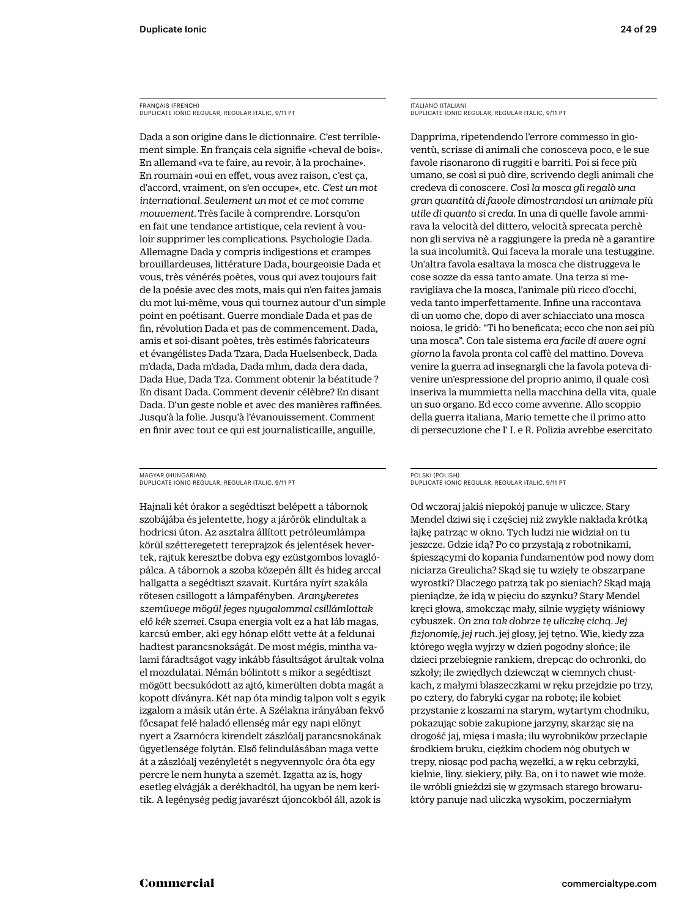FRANÇAIS (FRENCH)
DUPLICATE IONIC REGULAR, REGULAR ITALIC, 9/11 PT

Dada a son origine dans le dictionnaire. C'est terriblement simple. En français cela signifie «cheval de bois». En allemand «va te faire, au revoir, à la prochaine». En roumain «oui en effet, vous avez raison, c'est ça, d'accord, vraiment, on s'en occupe», etc. *C'est un mot international. Seulement un mot et ce mot comme mouvement.* Très facile à comprendre. Lorsqu'on en fait une tendance artistique, cela revient à vouloir supprimer les complications. Psychologie Dada. Allemagne Dada y compris indigestions et crampes brouillardeuses, littérature Dada, bourgeoisie Dada et vous, très vénérés poètes, vous qui avez toujours fait de la poésie avec des mots, mais qui n'en faites jamais du mot lui-même, vous qui tournez autour d'un simple point en poétisant. Guerre mondiale Dada et pas de fin, révolution Dada et pas de commencement. Dada, amis et soi-disant poètes, très estimés fabricateurs et évangélistes Dada Tzara, Dada Huelsenbeck, Dada m'dada, Dada m'dada, Dada mhm, dada dera dada, Dada Hue, Dada Tza. Comment obtenir la béatitude ? En disant Dada. Comment devenir célèbre? En disant Dada. D'un geste noble et avec des manières raffinées. Jusqu'à la folie. Jusqu'à l'évanouissement. Comment en finir avec tout ce qui est journalisticaille, anguille,

ITALIANO (ITALIAN)
DUPLICATE IONIC REGULAR, REGULAR ITALIC, 9/11 PT

Dapprima, ripetendendo l'errore commesso in gioventù, scrisse di animali che conosceva poco, e le sue favole risonarono di ruggiti e barriti. Poi si fece più umano, se così si può dire, scrivendo degli animali che credeva di conoscere. *Così la mosca gli regalò una gran quantità di favole dimostrandosi un animale più utile di quanto si creda.* In una di quelle favole ammirava la velocità del dittero, velocità sprecata perchè non gli serviva nè a raggiungere la preda nè a garantire la sua incolumità. Qui faceva la morale una testuggine. Un'altra favola esaltava la mosca che distruggeva le cose sozze da essa tanto amate. Una terza si meravigliava che la mosca, l'animale più ricco d'occhi, veda tanto imperfettamente. Infine una raccontava di un uomo che, dopo di aver schiacciato una mosca noiosa, le gridò: "Ti ho beneficata; ecco che non sei più una mosca". Con tale sistema *era facile di avere ogni giorno* la favola pronta col caffè del mattino. Doveva venire la guerra ad insegnargli che la favola poteva divenire un'espressione del proprio animo, il quale così inseriva la mummietta nella macchina della vita, quale un suo organo. Ed ecco come avvenne. Allo scoppio della guerra italiana, Mario temette che il primo atto di persecuzione che l' I. e R. Polizia avrebbe esercitato

MAGYAR (HUNGARIAN)
DUPLICATE IONIC REGULAR, REGULAR ITALIC, 9/11 PT

Hajnali két órakor a segédtiszt belépett a tábornok szobájába és jelentette, hogy a járőrök elindultak a hodricsi úton. Az asztalra állított petróleumlámpa körül szétteregetett tereprajzok és jelentések hevertek, rajtuk keresztbe dobva egy ezüstgombos lovaglópálca. A tábornok a szoba közepén állt és hideg arccal hallgatta a segédtiszt szavait. Kurtára nyírt szakála rőtesen csillogott a lámpafényben. *Aranykeretes szemüvege mögül jeges nyugalommal csillámlottak elő kék szemei.* Csupa energia volt ez a hat láb magas, karcsú ember, aki egy hónap előtt vette át a feldunai hadtest parancsnokságát. De most mégis, mintha valami fáradtságot vagy inkább fásultságot árultak volna el mozdulatai. Némán bólintott s mikor a segédtiszt mögött becsukódott az ajtó, kimerülten dobta magát a kopott díványra. Két nap óta mindig talpon volt s egyik izgalom a másik után érte. A Szélakna irányában fekvő főcsapat felé haladó ellenség már egy napi előnyt nyert a Zsarnócra kirendelt zászlóalj parancsnokának ügyetlensége folytán. Első felindulásában maga vette át a zászlóalj vezényletét s negyvennyolc óra óta egy percre le nem hunyta a szemét. Izgatta az is, hogy esetleg elvágják a derékhadtól, ha ugyan be nem kerítik. A legénység pedig javarészt újoncokból áll, azok is

POLSKI (POLISH)
DUPLICATE IONIC REGULAR, REGULAR ITALIC, 9/11 PT

Od wczoraj jakiś niepokój panuje w uliczce. Stary Mendel dziwi się i częściej niż zwykle nakłada krótką łajkę patrząc w okno. Tych ludzi nie widział on tu jeszcze. Gdzie idą? Po co przystają z robotnikami, śpieszącymi do kopania fundamentów pod nowy dom niciarza Greulicha? Skąd się tu wzięły te obszarpane wyrostki? Dlaczego patrzą tak po sieniach? Skąd mają pieniądze, że idą w pięciu do szynku? Stary Mendel kręci głową, smokcząc mały, silnie wygięty wiśniowy cybuszek. *On zna tak dobrze tę uliczkę cichą. Jej fizjonomię, jej ruch.* jej głosy, jej tętno. Wie, kiedy zza którego węgła wyjrzy w dzień pogodny słońce; ile dzieci przebiegnie rankiem, drepcąc do ochronki, do szkoły; ile zwiędłych dziewcząt w ciemnych chustkach, z małymi blaszeczkami w ręku przejdzie po trzy, po cztery, do fabryki cygar na robotę; ile kobiet przystanie z koszami na starym, wytartym chodniku, pokazując sobie zakupione jarzyny, skarżąc się na drogość jaj, mięsa i masła; ilu wyrobników przecłapie środkiem bruku, ciężkim chodem nóg obutych w trepy, niosąc pod pachą węzełki, a w ręku cebrzyki, kielnie, liny. siekiery, piły. Ba, on i to nawet wie może. ile wróbli gnieździ się w gzymsach starego browaru- który panuje nad uliczką wysokim, poczerniałym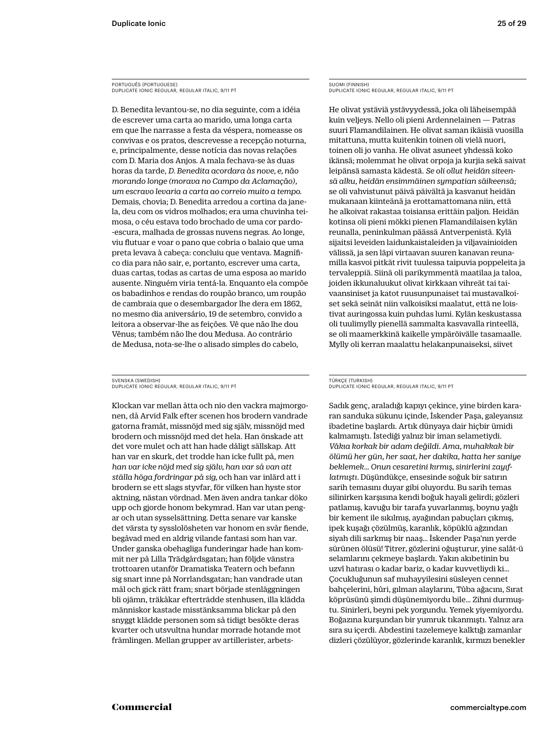PORTUGUÊS (PORTUGUESE)
DUPLICATE IONIC REGULAR, REGULAR ITALIC, 9/11 PT

D. Benedita levantou-se, no dia seguinte, com a idéia de escrever uma carta ao marido, uma longa carta em que lhe narrasse a festa da véspera, nomeasse os convivas e os pratos, descrevesse a recepção noturna, e, principalmente, desse notícia das novas relações com D. Maria dos Anjos. A mala fechava-se às duas horas da tarde, *D. Benedita acordara às nove, e, não morando longe (morava no Campo da Aclamação), um escravo levaria a carta ao correio muito a tempo.* Demais, chovia; D. Benedita arredou a cortina da janela, deu com os vidros molhados; era uma chuvinha teimosa, o céu estava todo brochado de uma cor pardo-escura, malhada de grossas nuvens negras. Ao longe, viu flutuar e voar o pano que cobria o balaio que uma preta levava à cabeça: concluiu que ventava. Magnífico dia para não sair, e, portanto, escrever uma carta, duas cartas, todas as cartas de uma esposa ao marido ausente. Ninguém viria tentá-la. Enquanto ela compõe os babadinhos e rendas do roupão branco, um roupão de cambraia que o desembargador lhe dera em 1862, no mesmo dia aniversário, 19 de setembro, convido a leitora a observar-lhe as feições. Vê que não lhe dou Vênus; também não lhe dou Medusa. Ao contrário de Medusa, nota-se-lhe o alisado simples do cabelo,

SUOMI (FINNISH)
DUPLICATE IONIC REGULAR, REGULAR ITALIC, 9/11 PT

He olivat ystäviä ystävyydessä, joka oli läheisempää kuin veljeys. Nello oli pieni Ardennelainen — Patras suuri Flamandilainen. He olivat saman ikäisiä vuosilla mitattuna, mutta kuitenkin toinen oli vielä nuori, toinen oli jo vanha. He olivat asuneet yhdessä koko ikänsä; molemmat he olivat orpoja ja kurjia sekä saivat leipänsä samasta kädestä. *Se oli ollut heidän siteensä alku, heidän ensimmäinen sympatian säikeensä;* se oli vahvistunut päivä päivältä ja kasvanut heidän mukanaan kiinteänä ja erottamattomana niin, että he alkoivat rakastaa toisiansa erittäin paljon. Heidän kotinsa oli pieni mökki pienen Flamandilaisen kylän reunalla, peninkulman päässä Antverpenistä. Kylä sijaitsi leveiden laidunkaistaleiden ja viljavainioiden välissä, ja sen läpi virtaavan suuren kanavan reunamilla kasvoi pitkät rivit tuulessa taipuvia poppeleita ja tervaleppiä. Siinä oli parikymmentä maatilaa ja taloa, joiden ikkunaluukut olivat kirkkaan vihreät tai taivaansiniset ja katot ruusunpunaiset tai mustavalkoiset sekä seinät niin valkoisiksi maalatut, että ne loistivat auringossa kuin puhdas lumi. Kylän keskustassa oli tuulimylly pienellä sammalta kasvavalla rinteellä, se oli maamerkkinä kaikelle ympäröivälle tasamaalle. Mylly oli kerran maalattu helakanpunaiseksi, siivet

SVENSKA (SWEDISH)
DUPLICATE IONIC REGULAR, REGULAR ITALIC, 9/11 PT

Klockan var mellan åtta och nio den vackra majmorgonen, då Arvid Falk efter scenen hos brodern vandrade gatorna framåt, missnöjd med sig själv, missnöjd med brodern och missnöjd med det hela. Han önskade att det vore mulet och att han hade dåligt sällskap. Att han var en skurk, det trodde han icke fullt på, *men han var icke nöjd med sig själv, han var så van att ställa höga fordringar på sig,* och han var inlärd att i brodern se ett slags styvfar, för vilken han hyste stor aktning, nästan vördnad. Men även andra tankar döko upp och gjorde honom bekymrad. Han var utan pengar och utan sysselsättning. Detta senare var kanske det värsta ty sysslolösheten var honom en svår fiende, begåvad med en aldrig vilande fantasi som han var. Under ganska obehagliga funderingar hade han kommit ner på Lilla Trädgårdsgatan; han följde vänstra trottoaren utanför Dramatiska Teatern och befann sig snart inne på Norrlandsgatan; han vandrade utan mål och gick rätt fram; snart började stenläggningen bli ojämn, träkåkar efterträdde stenhusen, illa klädda människor kastade misstänksamma blickar på den snyggt klädde personen som så tidigt besökte deras kvarter och utsvultna hundar morrade hotande mot främlingen. Mellan grupper av artillerister, arbets-

TÜRKÇE (TURKISH)
DUPLICATE IONIC REGULAR, REGULAR ITALIC, 9/11 PT

Sadık genç, araladığı kapıyı çekince, yine birden kararan sanduka sükunu içinde, İskender Paşa, galeyansız ibadetine başlardı. Artık dünyaya dair hiçbir ümidi kalmamıştı. İstediği yalnız bir iman selametiydi. *Vâkıa korkak bir adam değildi. Ama, muhakkak bir ölümü her gün, her saat, her dakika, hatta her saniye beklemek... Onun cesaretini kırmış, sinirlerini zayıflatmıştı.* Düşündükçe, ensesinde soğuk bir satırın sarih temasını duyar gibi oluyordu. Bu sarih temas silinirken karşısına kendi boğuk hayali gelirdi; gözleri patlamış, kavuğu bir tarafa yuvarlanmış, boynu yağlı bir kement ile sıkılmış, ayağından pabuçları çıkmış, ipek kuşağı çözülmüş, karanlık, köpüklü ağzından siyah dili sarkmış bir naaş... İskender Paşa'nın yerde sürünen ölüsü! Titrer, gözlerini oğuşturur, yine salât-ü selamlarını çekmeye başlardı. Yakın akıbetinin bu uzvî hatırası o kadar bariz, o kadar kuvvetliydi ki... Çocukluğunun saf muhayyilesini süsleyen cennet bahçelerini, hûri, gılman alaylarını, Tûba ağacını, Sırat köprüsünü şimdi düşünemiyordu bile... Zihni durmuştu. Sinirleri, beyni pek yorgundu. Yemek yiyemiyordu. Boğazına kurşundan bir yumruk tıkanmıştı. Yalnız ara sıra su içerdi. Abdestini tazelemeye kalktığı zamanlar dizleri çözülüyor, gözlerinde karanlık, kırmızı benekler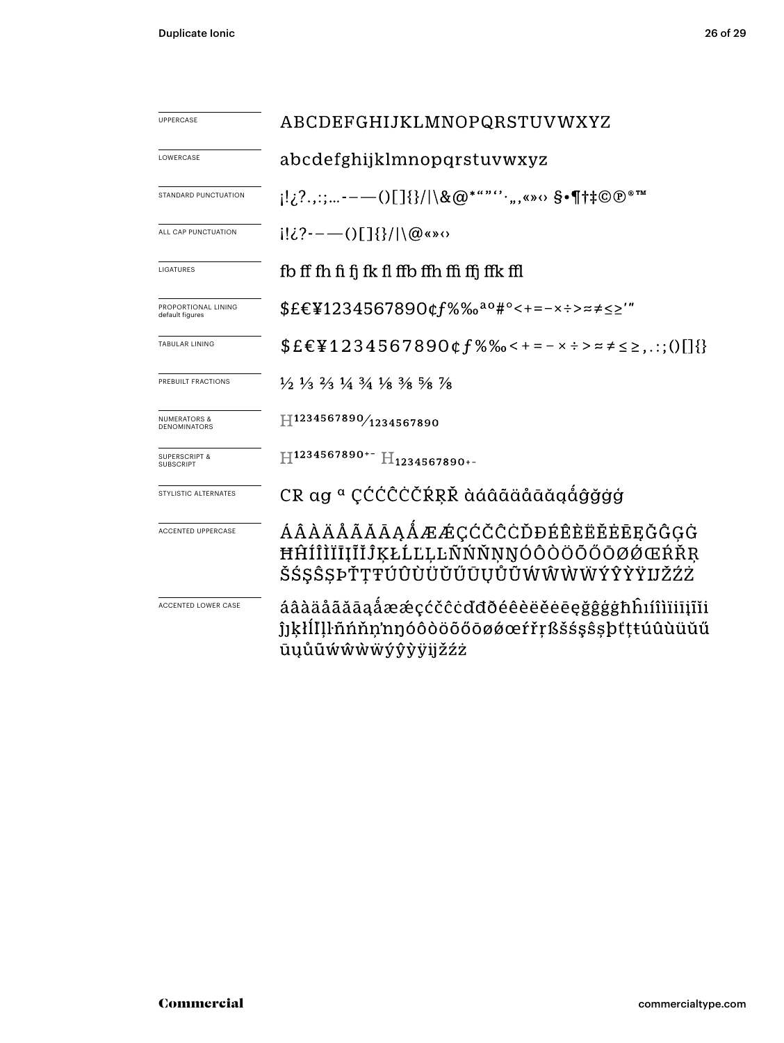| | |
|---|---|
| UPPERCASE | ABCDEFGHIJKLMNOPQRSTUVWXYZ |
| LOWERCASE | abcdefghijklmnopqrstuvwxyz |
| STANDARD PUNCTUATION | ¡!¿?.,:;…-–—()[]{}/\|\&@*"""''·„‚«»‹› §•¶†‡©℗®™ |
| ALL CAP PUNCTUATION | ¡!¿?-–—()[]{}/\|\@«»‹› |
| LIGATURES | fb ff fh fi fj fk fl ffb ffh ffi ffj ffk ffl |
| PROPORTIONAL LINING default figures | $£€¥1234567890¢ƒ%‰ªº#°<+=−×÷>≈≠≤≥′″ |
| TABULAR LINING | $£€¥1234567890¢ƒ%‰<+=−×÷>≈≠≤≥,.:;()[]{} |
| PREBUILT FRACTIONS | ½ ⅓ ⅔ ¼ ¾ ⅛ ⅜ ⅝ ⅞ |
| NUMERATORS & DENOMINATORS | H1234567890⁄1234567890 |
| SUPERSCRIPT & SUBSCRIPT | H1234567890+− H1234567890+− |
| STYLISTIC ALTERNATES | CR ag ª ÇĆĆĈĊČŔŖŘ àáâãäåāăąấĝğġģ |
| ACCENTED UPPERCASE | ÁÂÀÄÅÃĂĀĄẤÆǼÇĆČĈĊĎĐÉÊÈËĚĖĒĘĞĜĢĠĦĤÍÎÌÏĪĮĨĬĴĶŁĹĽĻĿÑŃŇŅŊÓÔÒÖÕŐŌØǾŒŔŘŖŠŚŞŜȘÞŤŢŦÚÛÙÜŬŰŪŲŮŨẂŴẀẄÝŶỲŸĲŽŹŻ |
| ACCENTED LOWER CASE | áâàäåãăāąấæǽçćčĉċďđðéêèëěėēęğĝģġħĥıíîìïīįĩĭĵȷķłĺľļŀñńňņŉŋóôòöõőōøǿœŕřŗßšśşŝșþťţŧúûùüŭűūųůũẃŵẁẅýŷỳÿĳžźż |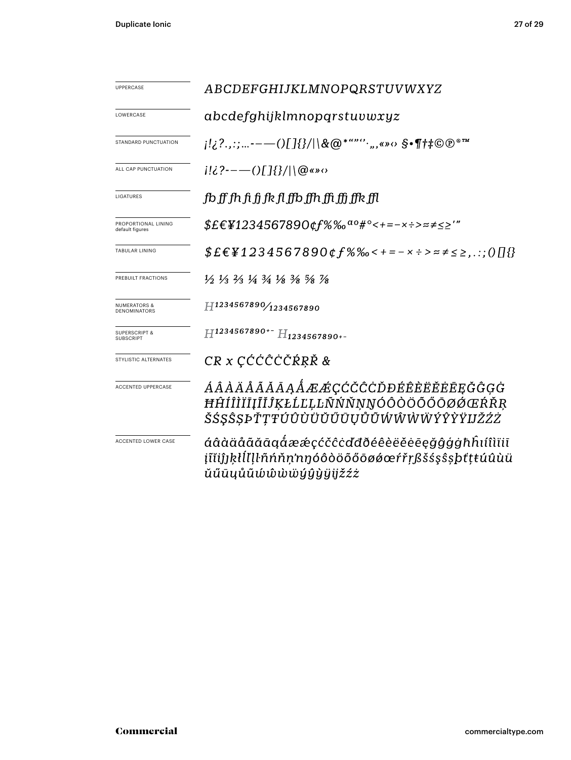| | |
|---|---|
| UPPERCASE | *ABCDEFGHIJKLMNOPQRSTUVWXYZ* |
| LOWERCASE | *abcdefghijklmnopqrstuvwxyz* |
| STANDARD PUNCTUATION | *¡!¿?.,:;…-–—()[]{}/\|\&@*""''·„‚«»‹› §•¶†‡©℗®™* |
| ALL CAP PUNCTUATION | *¡!¿?-–—()[]{}/\|\@«»‹›* |
| LIGATURES | *fb ff fh fi fj fk fl ffb ffh ffi ffj ffk ffl* |
| PROPORTIONAL LINING default figures | *$£€¥1234567890¢ƒ%‰ªº#°<+=−×÷>≈≠≤≥′″* |
| TABULAR LINING | *$£€¥1234567890¢ƒ%‰<+=−×÷>≈≠≤≥,.:;()[]{}* |
| PREBUILT FRACTIONS | *½ ⅓ ⅔ ¼ ¾ ⅛ ⅜ ⅝ ⅞* |
| NUMERATORS & DENOMINATORS | *H1234567890⁄1234567890* |
| SUPERSCRIPT & SUBSCRIPT | *H1234567890+− H1234567890+−* |
| STYLISTIC ALTERNATES | *CR x ÇĆĊĈĊČŔŖŘ &* |
| ACCENTED UPPERCASE | *ÁÂÀÄÅÃĂĀĄǺÆǼÇĆČĈĊĎĐÉÊÈËĚĖĒĘĞĜĢĠĦĤÍÎÌÏĪĮĨĬĴĶŁĹĽĻĿÑŃŇŅŊÓÔÒÖÕŐŌØǾŒŔŘŖŠŚŞŜȘÞŤŢŦÚÛÙÜŬŰŪŲŮŨẂŴẀẄÝŶỲŸĲŽŹŻ* |
| ACCENTED LOWER CASE | *áâàäåãăāąǻæǽçćčĉċďđðéêèëěėēęğĝģġħĥıíîìïīįĩĭȷĵķłĺľļŀñńňņŉŋóôòöõőōøǿœŕřŗßšśşŝșþťţŧúûùüŭűūųůũẃŵẁẅýŷỳÿĳžźż* |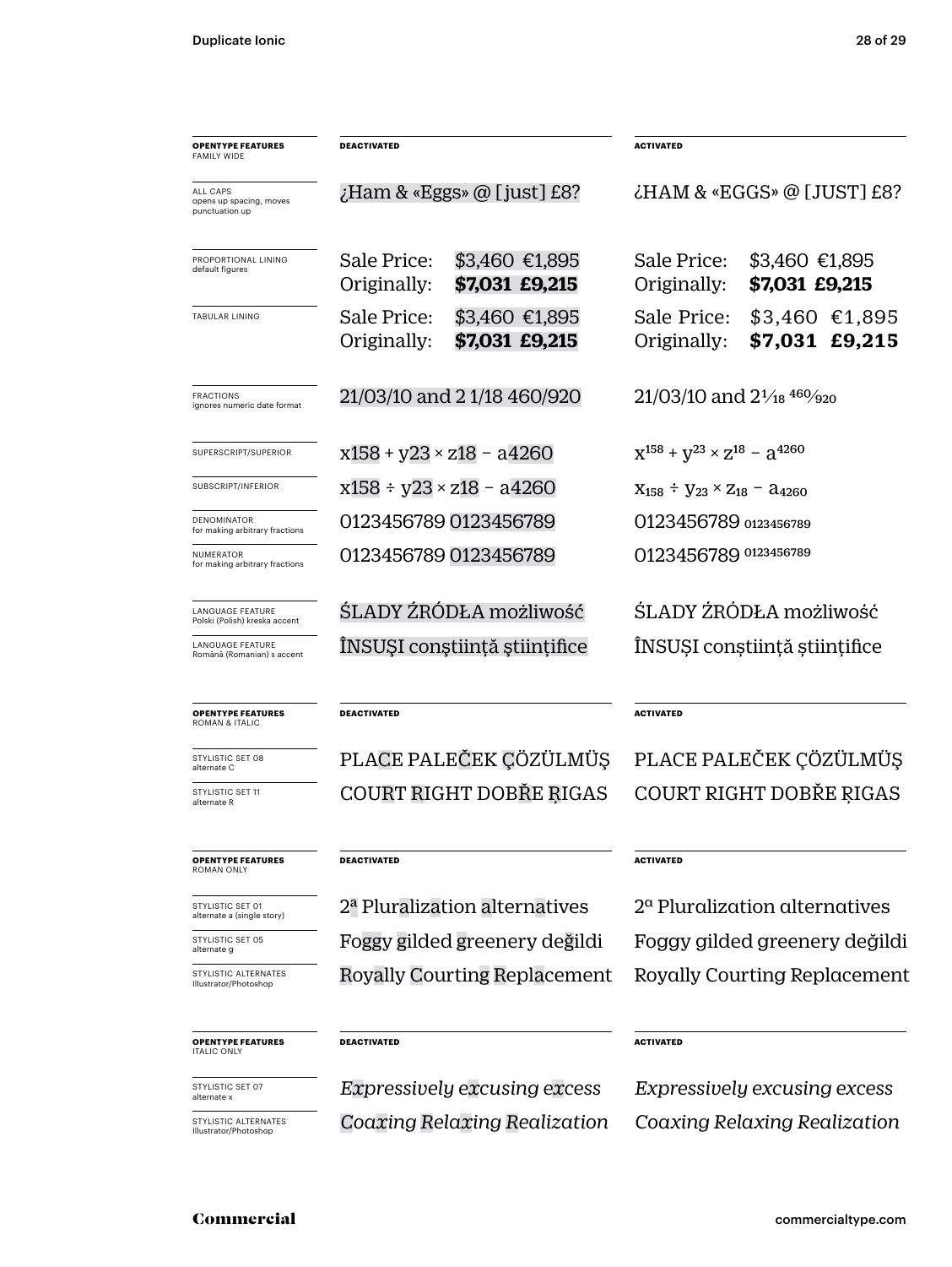| **OPENTYPE FEATURES** FAMILY WIDE | **DEACTIVATED** | **ACTIVATED** |
|---|---|---|
| ALL CAPS opens up spacing, moves punctuation up | ¿Ham & «Eggs» @ [just] £8? | ¿HAM & «EGGS» @ [JUST] £8? |
| PROPORTIONAL LINING default figures | Sale Price: $3,460 €1,895 Originally: **$7,031 £9,215** | Sale Price: $3,460 €1,895 Originally: **$7,031 £9,215** |
| TABULAR LINING | Sale Price: $3,460 €1,895 Originally: **$7,031 £9,215** | Sale Price: $3,460 €1,895 Originally: **$7,031 £9,215** |
| FRACTIONS ignores numeric date format | 21/03/10 and 2 1/18 460/920 | 21/03/10 and $2\frac{1}{18}$ $\frac{460}{920}$ |
| SUPERSCRIPT/SUPERIOR | x158 + y23 × z18 − a4260 | $x^{158} + y^{23} \times z^{18} - a^{4260}$ |
| SUBSCRIPT/INFERIOR | x158 ÷ y23 × z18 − a4260 | $x_{158} \div y_{23} \times z_{18} - a_{4260}$ |
| DENOMINATOR for making arbitrary fractions | 0123456789 0123456789 | 0123456789 $_{0123456789}$ |
| NUMERATOR for making arbitrary fractions | 0123456789 0123456789 | 0123456789 $^{0123456789}$ |
| LANGUAGE FEATURE Polski (Polish) kreska accent | ŚLADY ŹRÓDŁA możliwość | ŚLADY ŹRÓDŁA możliwość |
| LANGUAGE FEATURE Română (Romanian) s accent | ÎNSUŞI conştiinţă ştiinţifice | ÎNSUȘI conștiință științifice |

| **OPENTYPE FEATURES** ROMAN & ITALIC | **DEACTIVATED** | **ACTIVATED** |
|---|---|---|
| STYLISTIC SET 08 alternate C | PLACE PALEČEK ÇÖZÜLMÜŞ | PLACE PALEČEK ÇÖZÜLMÜŞ |
| STYLISTIC SET 11 alternate R | COURT RIGHT DOBŘE ŖIGAS | COURT RIGHT DOBŘE ŖIGAS |

| **OPENTYPE FEATURES** ROMAN ONLY | **DEACTIVATED** | **ACTIVATED** |
|---|---|---|
| STYLISTIC SET 01 alternate a (single story) | 2ª Pluralization alternatives | 2ª Pluralization alternatives |
| STYLISTIC SET 05 alternate g | Foggy gilded greenery değildi | Foggy gilded greenery değildi |
| STYLISTIC ALTERNATES Illustrator/Photoshop | Royally Courting Replacement | Royally Courting Replacement |

| **OPENTYPE FEATURES** ITALIC ONLY | **DEACTIVATED** | **ACTIVATED** |
|---|---|---|
| STYLISTIC SET 07 alternate x | *Expressively excusing excess* | *Expressively excusing excess* |
| STYLISTIC ALTERNATES Illustrator/Photoshop | *Coaxing Relaxing Realization* | *Coaxing Relaxing Realization* |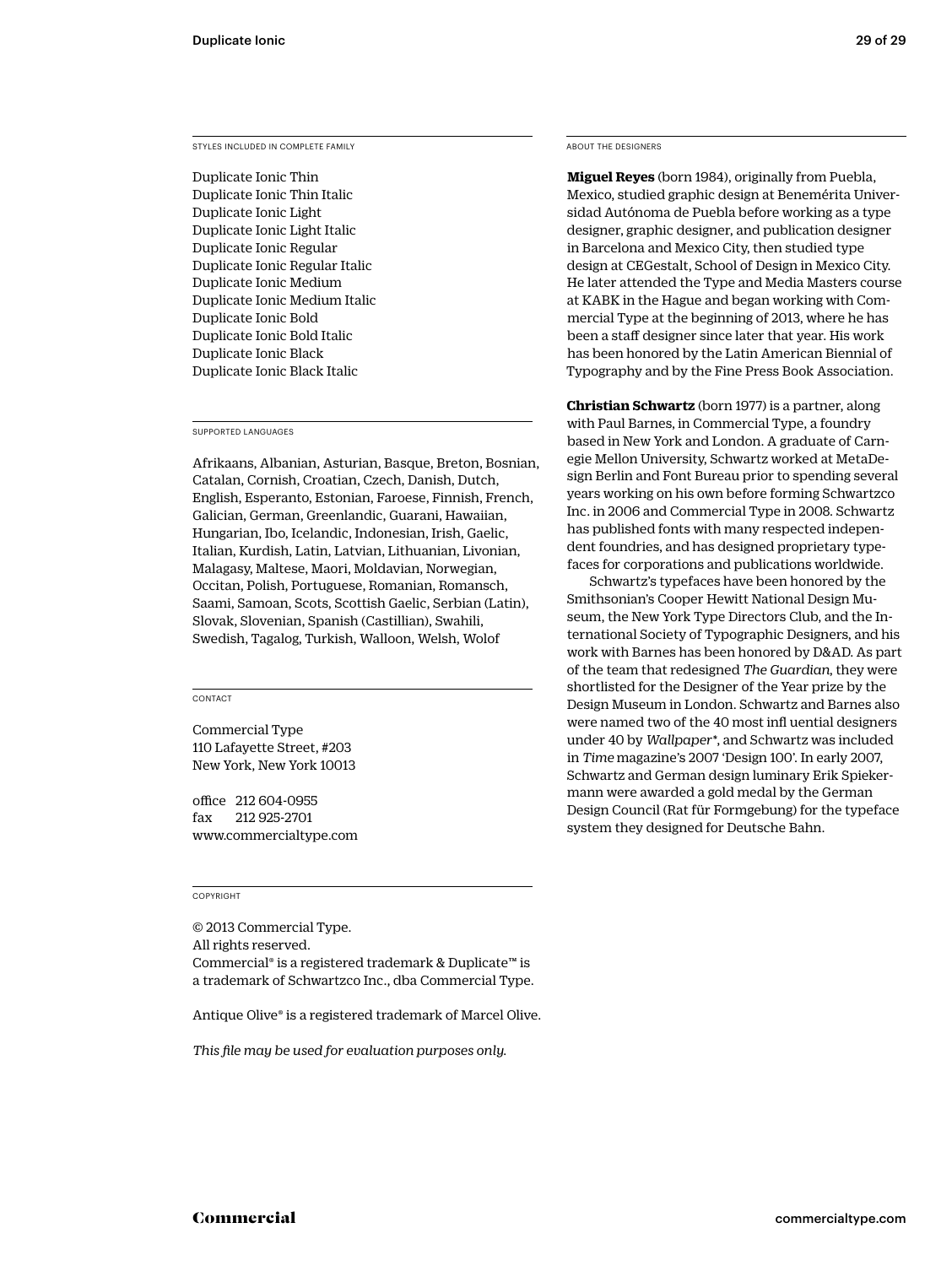STYLES INCLUDED IN COMPLETE FAMILY

Duplicate Ionic Thin
Duplicate Ionic Thin Italic
Duplicate Ionic Light
Duplicate Ionic Light Italic
Duplicate Ionic Regular
Duplicate Ionic Regular Italic
Duplicate Ionic Medium
Duplicate Ionic Medium Italic
Duplicate Ionic Bold
Duplicate Ionic Bold Italic
Duplicate Ionic Black
Duplicate Ionic Black Italic

SUPPORTED LANGUAGES

Afrikaans, Albanian, Asturian, Basque, Breton, Bosnian, Catalan, Cornish, Croatian, Czech, Danish, Dutch, English, Esperanto, Estonian, Faroese, Finnish, French, Galician, German, Greenlandic, Guarani, Hawaiian, Hungarian, Ibo, Icelandic, Indonesian, Irish, Gaelic, Italian, Kurdish, Latin, Latvian, Lithuanian, Livonian, Malagasy, Maltese, Maori, Moldavian, Norwegian, Occitan, Polish, Portuguese, Romanian, Romansch, Saami, Samoan, Scots, Scottish Gaelic, Serbian (Latin), Slovak, Slovenian, Spanish (Castillian), Swahili, Swedish, Tagalog, Turkish, Walloon, Welsh, Wolof

CONTACT

Commercial Type
110 Lafayette Street, #203
New York, New York 10013

office 212 604-0955
fax 212 925-2701
www.commercialtype.com

COPYRIGHT

© 2013 Commercial Type.
All rights reserved.
Commercial® is a registered trademark & Duplicate™ is a trademark of Schwartzco Inc., dba Commercial Type.

Antique Olive® is a registered trademark of Marcel Olive.

*This file may be used for evaluation purposes only.*

ABOUT THE DESIGNERS

**Miguel Reyes** (born 1984), originally from Puebla, Mexico, studied graphic design at Benemérita Universidad Autónoma de Puebla before working as a type designer, graphic designer, and publication designer in Barcelona and Mexico City, then studied type design at CEGestalt, School of Design in Mexico City. He later attended the Type and Media Masters course at KABK in the Hague and began working with Commercial Type at the beginning of 2013, where he has been a staff designer since later that year. His work has been honored by the Latin American Biennial of Typography and by the Fine Press Book Association.

**Christian Schwartz** (born 1977) is a partner, along with Paul Barnes, in Commercial Type, a foundry based in New York and London. A graduate of Carnegie Mellon University, Schwartz worked at MetaDesign Berlin and Font Bureau prior to spending several years working on his own before forming Schwartzco Inc. in 2006 and Commercial Type in 2008. Schwartz has published fonts with many respected independent foundries, and has designed proprietary typefaces for corporations and publications worldwide.

Schwartz's typefaces have been honored by the Smithsonian's Cooper Hewitt National Design Museum, the New York Type Directors Club, and the International Society of Typographic Designers, and his work with Barnes has been honored by D&AD. As part of the team that redesigned *The Guardian*, they were shortlisted for the Designer of the Year prize by the Design Museum in London. Schwartz and Barnes also were named two of the 40 most influential designers under 40 by *Wallpaper**, and Schwartz was included in *Time* magazine's 2007 'Design 100'. In early 2007, Schwartz and German design luminary Erik Spiekermann were awarded a gold medal by the German Design Council (Rat für Formgebung) for the typeface system they designed for Deutsche Bahn.